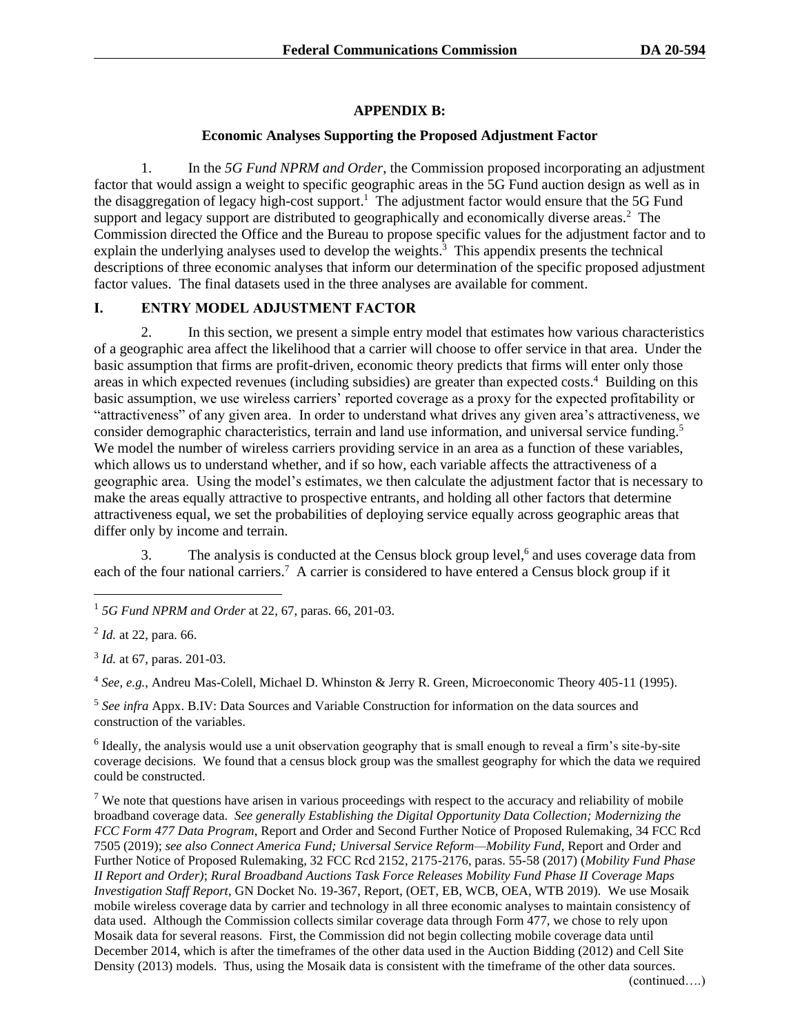## APPENDIX B:

### Economic Analyses Supporting the Proposed Adjustment Factor

1. In the *5G Fund NPRM and Order*, the Commission proposed incorporating an adjustment factor that would assign a weight to specific geographic areas in the 5G Fund auction design as well as in the disaggregation of legacy high-cost support.[1] The adjustment factor would ensure that the 5G Fund support and legacy support are distributed to geographically and economically diverse areas.[2] The Commission directed the Office and the Bureau to propose specific values for the adjustment factor and to explain the underlying analyses used to develop the weights.[3] This appendix presents the technical descriptions of three economic analyses that inform our determination of the specific proposed adjustment factor values. The final datasets used in the three analyses are available for comment.

## I. ENTRY MODEL ADJUSTMENT FACTOR

2. In this section, we present a simple entry model that estimates how various characteristics of a geographic area affect the likelihood that a carrier will choose to offer service in that area. Under the basic assumption that firms are profit-driven, economic theory predicts that firms will enter only those areas in which expected revenues (including subsidies) are greater than expected costs.[4] Building on this basic assumption, we use wireless carriers' reported coverage as a proxy for the expected profitability or "attractiveness" of any given area. In order to understand what drives any given area's attractiveness, we consider demographic characteristics, terrain and land use information, and universal service funding.[5] We model the number of wireless carriers providing service in an area as a function of these variables, which allows us to understand whether, and if so how, each variable affects the attractiveness of a geographic area. Using the model's estimates, we then calculate the adjustment factor that is necessary to make the areas equally attractive to prospective entrants, and holding all other factors that determine attractiveness equal, we set the probabilities of deploying service equally across geographic areas that differ only by income and terrain.

3. The analysis is conducted at the Census block group level,[6] and uses coverage data from each of the four national carriers.[7] A carrier is considered to have entered a Census block group if it

---

[1] *5G Fund NPRM and Order* at 22, 67, paras. 66, 201-03.

[2] *Id.* at 22, para. 66.

[3] *Id.* at 67, paras. 201-03.

[4] *See, e.g.*, Andreu Mas-Colell, Michael D. Whinston & Jerry R. Green, Microeconomic Theory 405-11 (1995).

[5] *See infra* Appx. B.IV: Data Sources and Variable Construction for information on the data sources and construction of the variables.

[6] Ideally, the analysis would use a unit observation geography that is small enough to reveal a firm's site-by-site coverage decisions. We found that a census block group was the smallest geography for which the data we required could be constructed.

[7] We note that questions have arisen in various proceedings with respect to the accuracy and reliability of mobile broadband coverage data. *See generally Establishing the Digital Opportunity Data Collection; Modernizing the FCC Form 477 Data Program*, Report and Order and Second Further Notice of Proposed Rulemaking, 34 FCC Rcd 7505 (2019); *see also Connect America Fund; Universal Service Reform—Mobility Fund*, Report and Order and Further Notice of Proposed Rulemaking, 32 FCC Rcd 2152, 2175-2176, paras. 55-58 (2017) (*Mobility Fund Phase II Report and Order)*; *Rural Broadband Auctions Task Force Releases Mobility Fund Phase II Coverage Maps Investigation Staff Report*, GN Docket No. 19-367, Report, (OET, EB, WCB, OEA, WTB 2019). We use Mosaik mobile wireless coverage data by carrier and technology in all three economic analyses to maintain consistency of data used. Although the Commission collects similar coverage data through Form 477, we chose to rely upon Mosaik data for several reasons. First, the Commission did not begin collecting mobile coverage data until December 2014, which is after the timeframes of the other data used in the Auction Bidding (2012) and Cell Site Density (2013) models. Thus, using the Mosaik data is consistent with the timeframe of the other data sources.

(continued….)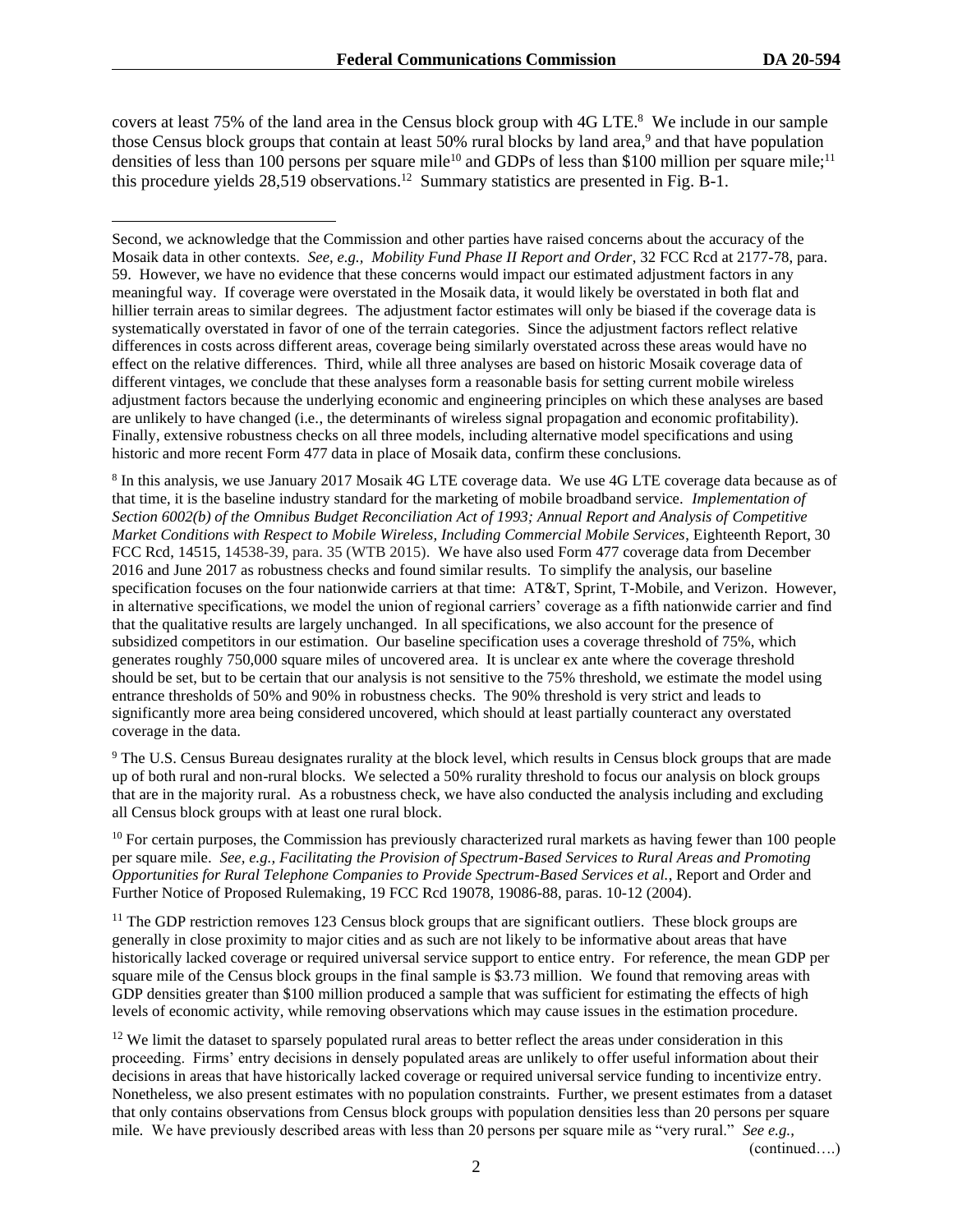covers at least 75% of the land area in the Census block group with 4G LTE.[8] We include in our sample those Census block groups that contain at least 50% rural blocks by land area,[9] and that have population densities of less than 100 persons per square mile[10] and GDPs of less than $100 million per square mile;[11] this procedure yields 28,519 observations.[12] Summary statistics are presented in Fig. B-1.

---

Second, we acknowledge that the Commission and other parties have raised concerns about the accuracy of the Mosaik data in other contexts. *See, e.g.*, *Mobility Fund Phase II Report and Order*, 32 FCC Rcd at 2177-78, para. 59. However, we have no evidence that these concerns would impact our estimated adjustment factors in any meaningful way. If coverage were overstated in the Mosaik data, it would likely be overstated in both flat and hillier terrain areas to similar degrees. The adjustment factor estimates will only be biased if the coverage data is systematically overstated in favor of one of the terrain categories. Since the adjustment factors reflect relative differences in costs across different areas, coverage being similarly overstated across these areas would have no effect on the relative differences. Third, while all three analyses are based on historic Mosaik coverage data of different vintages, we conclude that these analyses form a reasonable basis for setting current mobile wireless adjustment factors because the underlying economic and engineering principles on which these analyses are based are unlikely to have changed (i.e., the determinants of wireless signal propagation and economic profitability). Finally, extensive robustness checks on all three models, including alternative model specifications and using historic and more recent Form 477 data in place of Mosaik data, confirm these conclusions.

[8] In this analysis, we use January 2017 Mosaik 4G LTE coverage data. We use 4G LTE coverage data because as of that time, it is the baseline industry standard for the marketing of mobile broadband service. *Implementation of Section 6002(b) of the Omnibus Budget Reconciliation Act of 1993; Annual Report and Analysis of Competitive Market Conditions with Respect to Mobile Wireless, Including Commercial Mobile Services*, Eighteenth Report, 30 FCC Rcd, 14515, 14538-39, para. 35 (WTB 2015). We have also used Form 477 coverage data from December 2016 and June 2017 as robustness checks and found similar results. To simplify the analysis, our baseline specification focuses on the four nationwide carriers at that time: AT&T, Sprint, T-Mobile, and Verizon. However, in alternative specifications, we model the union of regional carriers' coverage as a fifth nationwide carrier and find that the qualitative results are largely unchanged. In all specifications, we also account for the presence of subsidized competitors in our estimation. Our baseline specification uses a coverage threshold of 75%, which generates roughly 750,000 square miles of uncovered area. It is unclear ex ante where the coverage threshold should be set, but to be certain that our analysis is not sensitive to the 75% threshold, we estimate the model using entrance thresholds of 50% and 90% in robustness checks. The 90% threshold is very strict and leads to significantly more area being considered uncovered, which should at least partially counteract any overstated coverage in the data.

[9] The U.S. Census Bureau designates rurality at the block level, which results in Census block groups that are made up of both rural and non-rural blocks. We selected a 50% rurality threshold to focus our analysis on block groups that are in the majority rural. As a robustness check, we have also conducted the analysis including and excluding all Census block groups with at least one rural block.

[10] For certain purposes, the Commission has previously characterized rural markets as having fewer than 100 people per square mile. *See, e.g., Facilitating the Provision of Spectrum-Based Services to Rural Areas and Promoting Opportunities for Rural Telephone Companies to Provide Spectrum-Based Services et al.*, Report and Order and Further Notice of Proposed Rulemaking, 19 FCC Rcd 19078, 19086-88, paras. 10-12 (2004).

[11] The GDP restriction removes 123 Census block groups that are significant outliers. These block groups are generally in close proximity to major cities and as such are not likely to be informative about areas that have historically lacked coverage or required universal service support to entice entry. For reference, the mean GDP per square mile of the Census block groups in the final sample is $3.73 million. We found that removing areas with GDP densities greater than $100 million produced a sample that was sufficient for estimating the effects of high levels of economic activity, while removing observations which may cause issues in the estimation procedure.

[12] We limit the dataset to sparsely populated rural areas to better reflect the areas under consideration in this proceeding. Firms' entry decisions in densely populated areas are unlikely to offer useful information about their decisions in areas that have historically lacked coverage or required universal service funding to incentivize entry. Nonetheless, we also present estimates with no population constraints. Further, we present estimates from a dataset that only contains observations from Census block groups with population densities less than 20 persons per square mile. We have previously described areas with less than 20 persons per square mile as "very rural." *See e.g.*,

(continued….)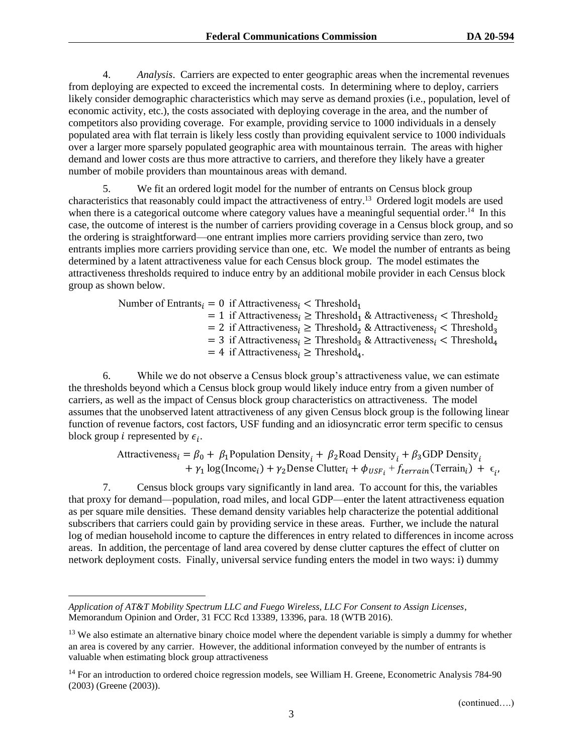4. *Analysis*. Carriers are expected to enter geographic areas when the incremental revenues from deploying are expected to exceed the incremental costs. In determining where to deploy, carriers likely consider demographic characteristics which may serve as demand proxies (i.e., population, level of economic activity, etc.), the costs associated with deploying coverage in the area, and the number of competitors also providing coverage. For example, providing service to 1000 individuals in a densely populated area with flat terrain is likely less costly than providing equivalent service to 1000 individuals over a larger more sparsely populated geographic area with mountainous terrain. The areas with higher demand and lower costs are thus more attractive to carriers, and therefore they likely have a greater number of mobile providers than mountainous areas with demand.

5. We fit an ordered logit model for the number of entrants on Census block group characteristics that reasonably could impact the attractiveness of entry.[13] Ordered logit models are used when there is a categorical outcome where category values have a meaningful sequential order.[14] In this case, the outcome of interest is the number of carriers providing coverage in a Census block group, and so the ordering is straightforward—one entrant implies more carriers providing service than zero, two entrants implies more carriers providing service than one, etc. We model the number of entrants as being determined by a latent attractiveness value for each Census block group. The model estimates the attractiveness thresholds required to induce entry by an additional mobile provider in each Census block group as shown below.

$$
\begin{aligned}
\text{Number of Entrants}_i &= 0 \text{ if Attractiveness}_i < \text{Threshold}_1 \\
&= 1 \text{ if Attractiveness}_i \geq \text{Threshold}_1 \;\&\; \text{Attractiveness}_i < \text{Threshold}_2 \\
&= 2 \text{ if Attractiveness}_i \geq \text{Threshold}_2 \;\&\; \text{Attractiveness}_i < \text{Threshold}_3 \\
&= 3 \text{ if Attractiveness}_i \geq \text{Threshold}_3 \;\&\; \text{Attractiveness}_i < \text{Threshold}_4 \\
&= 4 \text{ if Attractiveness}_i \geq \text{Threshold}_4.
\end{aligned}
$$

6. While we do not observe a Census block group's attractiveness value, we can estimate the thresholds beyond which a Census block group would likely induce entry from a given number of carriers, as well as the impact of Census block group characteristics on attractiveness. The model assumes that the unobserved latent attractiveness of any given Census block group is the following linear function of revenue factors, cost factors, USF funding and an idiosyncratic error term specific to census block group $i$ represented by $\epsilon_i$.

$$
\begin{aligned}
\text{Attractiveness}_i = \beta_0 + \beta_1 \text{Population Density}_i + \beta_2 \text{Road Density}_i + \beta_3 \text{GDP Density}_i \\
+ \gamma_1 \log(\text{Income}_i) + \gamma_2 \text{Dense Clutter}_i + \phi_{USF_i} + f_{terrain}(\text{Terrain}_i) + \epsilon_i,
\end{aligned}
$$

7. Census block groups vary significantly in land area. To account for this, the variables that proxy for demand—population, road miles, and local GDP—enter the latent attractiveness equation as per square mile densities. These demand density variables help characterize the potential additional subscribers that carriers could gain by providing service in these areas. Further, we include the natural log of median household income to capture the differences in entry related to differences in income across areas. In addition, the percentage of land area covered by dense clutter captures the effect of clutter on network deployment costs. Finally, universal service funding enters the model in two ways: i) dummy

---

*Application of AT&T Mobility Spectrum LLC and Fuego Wireless, LLC For Consent to Assign Licenses*, Memorandum Opinion and Order, 31 FCC Rcd 13389, 13396, para. 18 (WTB 2016).

[13] We also estimate an alternative binary choice model where the dependent variable is simply a dummy for whether an area is covered by any carrier. However, the additional information conveyed by the number of entrants is valuable when estimating block group attractiveness

[14] For an introduction to ordered choice regression models, see William H. Greene, Econometric Analysis 784-90 (2003) (Greene (2003)).

(continued….)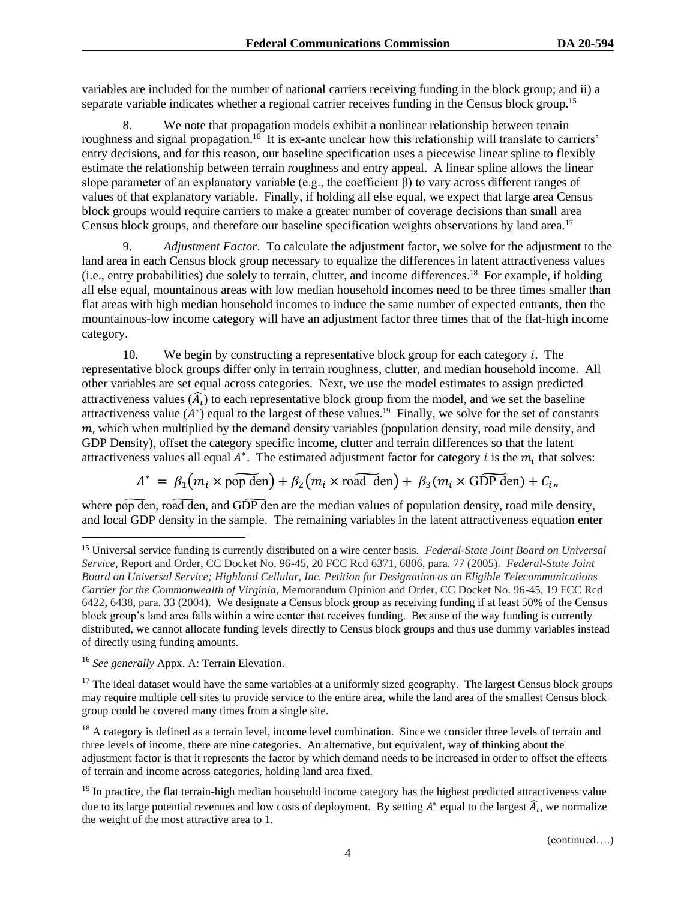variables are included for the number of national carriers receiving funding in the block group; and ii) a separate variable indicates whether a regional carrier receives funding in the Census block group.[15]

8. We note that propagation models exhibit a nonlinear relationship between terrain roughness and signal propagation.[16] It is ex-ante unclear how this relationship will translate to carriers' entry decisions, and for this reason, our baseline specification uses a piecewise linear spline to flexibly estimate the relationship between terrain roughness and entry appeal. A linear spline allows the linear slope parameter of an explanatory variable (e.g., the coefficient β) to vary across different ranges of values of that explanatory variable. Finally, if holding all else equal, we expect that large area Census block groups would require carriers to make a greater number of coverage decisions than small area Census block groups, and therefore our baseline specification weights observations by land area.[17]

9. *Adjustment Factor*. To calculate the adjustment factor, we solve for the adjustment to the land area in each Census block group necessary to equalize the differences in latent attractiveness values (i.e., entry probabilities) due solely to terrain, clutter, and income differences.[18] For example, if holding all else equal, mountainous areas with low median household incomes need to be three times smaller than flat areas with high median household incomes to induce the same number of expected entrants, then the mountainous-low income category will have an adjustment factor three times that of the flat-high income category.

10. We begin by constructing a representative block group for each category $i$. The representative block groups differ only in terrain roughness, clutter, and median household income. All other variables are set equal across categories. Next, we use the model estimates to assign predicted attractiveness values ($\widehat{A}_i$) to each representative block group from the model, and we set the baseline attractiveness value ($A^*$) equal to the largest of these values.[19] Finally, we solve for the set of constants $m$, which when multiplied by the demand density variables (population density, road mile density, and GDP Density), offset the category specific income, clutter and terrain differences so that the latent attractiveness values all equal $A^*$. The estimated adjustment factor for category $i$ is the $m_i$ that solves:

$$A^* = \beta_1\left(m_i \times \widetilde{\text{pop den}}\right) + \beta_2\left(m_i \times \widetilde{\text{road den}}\right) + \beta_3\left(m_i \times \widetilde{\text{GDP den}}\right) + C_i,$$

where $\widetilde{\text{pop den}}$, $\widetilde{\text{road den}}$, and $\widetilde{\text{GDP den}}$ are the median values of population density, road mile density, and local GDP density in the sample. The remaining variables in the latent attractiveness equation enter

---

[15] Universal service funding is currently distributed on a wire center basis. *Federal-State Joint Board on Universal Service*, Report and Order, CC Docket No. 96-45, 20 FCC Rcd 6371, 6806, para. 77 (2005). *Federal-State Joint Board on Universal Service; Highland Cellular, Inc. Petition for Designation as an Eligible Telecommunications Carrier for the Commonwealth of Virginia*, Memorandum Opinion and Order, CC Docket No. 96-45, 19 FCC Rcd 6422, 6438, para. 33 (2004). We designate a Census block group as receiving funding if at least 50% of the Census block group's land area falls within a wire center that receives funding. Because of the way funding is currently distributed, we cannot allocate funding levels directly to Census block groups and thus use dummy variables instead of directly using funding amounts.

[16] *See generally* Appx. A: Terrain Elevation.

[17] The ideal dataset would have the same variables at a uniformly sized geography. The largest Census block groups may require multiple cell sites to provide service to the entire area, while the land area of the smallest Census block group could be covered many times from a single site.

[18] A category is defined as a terrain level, income level combination. Since we consider three levels of terrain and three levels of income, there are nine categories. An alternative, but equivalent, way of thinking about the adjustment factor is that it represents the factor by which demand needs to be increased in order to offset the effects of terrain and income across categories, holding land area fixed.

[19] In practice, the flat terrain-high median household income category has the highest predicted attractiveness value due to its large potential revenues and low costs of deployment. By setting $A^*$ equal to the largest $\widehat{A}_i$, we normalize the weight of the most attractive area to 1.

(continued….)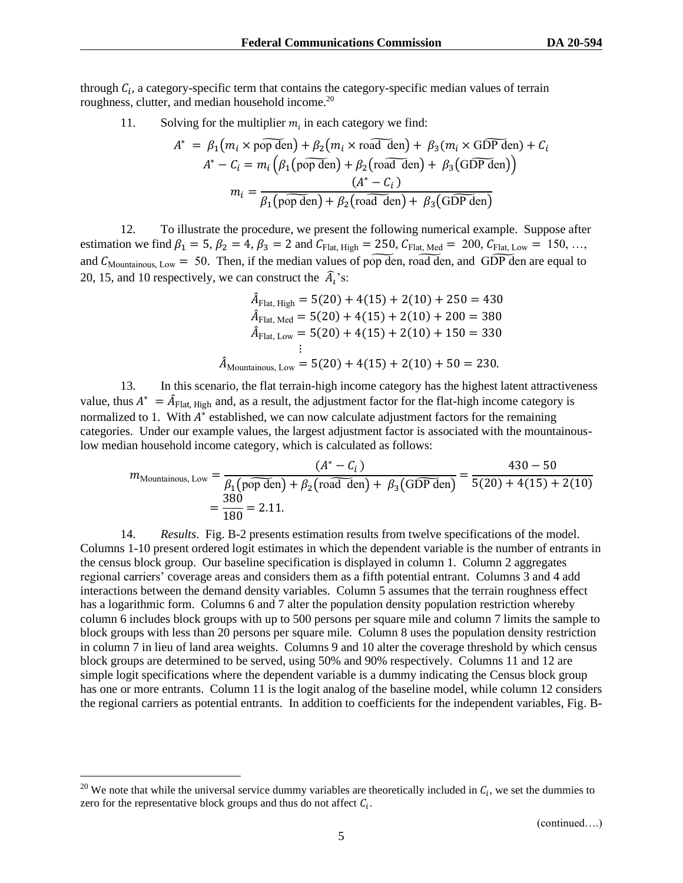through $C_i$, a category-specific term that contains the category-specific median values of terrain roughness, clutter, and median household income.[20]

11. Solving for the multiplier $m_i$ in each category we find:

$$A^* = \beta_1\left(m_i \times \widetilde{\text{pop den}}\right) + \beta_2\left(m_i \times \widetilde{\text{road den}}\right) + \beta_3\left(m_i \times \widetilde{\text{GDP den}}\right) + C_i$$

$$A^* - C_i = m_i\left(\beta_1\left(\widetilde{\text{pop den}}\right) + \beta_2\left(\widetilde{\text{road den}}\right) + \beta_3\left(\widetilde{\text{GDP den}}\right)\right)$$

$$m_i = \frac{(A^* - C_i)}{\beta_1\left(\widetilde{\text{pop den}}\right) + \beta_2\left(\widetilde{\text{road den}}\right) + \beta_3\left(\widetilde{\text{GDP den}}\right)}$$

12. To illustrate the procedure, we present the following numerical example. Suppose after estimation we find $\beta_1 = 5$, $\beta_2 = 4$, $\beta_3 = 2$ and $C_{\text{Flat, High}} = 250$, $C_{\text{Flat, Med}} = 200$, $C_{\text{Flat, Low}} = 150$, …, and $C_{\text{Mountainous, Low}} = 50$. Then, if the median values of $\widetilde{\text{pop den}}$, $\widetilde{\text{road den}}$, and $\widetilde{\text{GDP den}}$ are equal to 20, 15, and 10 respectively, we can construct the $\widehat{A}_i$'s:

$$\hat{A}_{\text{Flat, High}} = 5(20) + 4(15) + 2(10) + 250 = 430$$
$$\hat{A}_{\text{Flat, Med}} = 5(20) + 4(15) + 2(10) + 200 = 380$$
$$\hat{A}_{\text{Flat, Low}} = 5(20) + 4(15) + 2(10) + 150 = 330$$
$$\vdots$$
$$\hat{A}_{\text{Mountainous, Low}} = 5(20) + 4(15) + 2(10) + 50 = 230.$$

13. In this scenario, the flat terrain-high income category has the highest latent attractiveness value, thus $A^* = \hat{A}_{\text{Flat, High}}$ and, as a result, the adjustment factor for the flat-high income category is normalized to 1. With $A^*$ established, we can now calculate adjustment factors for the remaining categories. Under our example values, the largest adjustment factor is associated with the mountainous-low median household income category, which is calculated as follows:

$$m_{\text{Mountainous, Low}} = \frac{(A^* - C_i)}{\beta_1\left(\widetilde{\text{pop den}}\right) + \beta_2\left(\widetilde{\text{road den}}\right) + \beta_3\left(\widetilde{\text{GDP den}}\right)} = \frac{430 - 50}{5(20) + 4(15) + 2(10)}$$
$$= \frac{380}{180} = 2.11.$$

14. *Results*. Fig. B-2 presents estimation results from twelve specifications of the model. Columns 1-10 present ordered logit estimates in which the dependent variable is the number of entrants in the census block group. Our baseline specification is displayed in column 1. Column 2 aggregates regional carriers' coverage areas and considers them as a fifth potential entrant. Columns 3 and 4 add interactions between the demand density variables. Column 5 assumes that the terrain roughness effect has a logarithmic form. Columns 6 and 7 alter the population density population restriction whereby column 6 includes block groups with up to 500 persons per square mile and column 7 limits the sample to block groups with less than 20 persons per square mile. Column 8 uses the population density restriction in column 7 in lieu of land area weights. Columns 9 and 10 alter the coverage threshold by which census block groups are determined to be served, using 50% and 90% respectively. Columns 11 and 12 are simple logit specifications where the dependent variable is a dummy indicating the Census block group has one or more entrants. Column 11 is the logit analog of the baseline model, while column 12 considers the regional carriers as potential entrants. In addition to coefficients for the independent variables, Fig. B-

[20] We note that while the universal service dummy variables are theoretically included in $C_i$, we set the dummies to zero for the representative block groups and thus do not affect $C_i$.

(continued….)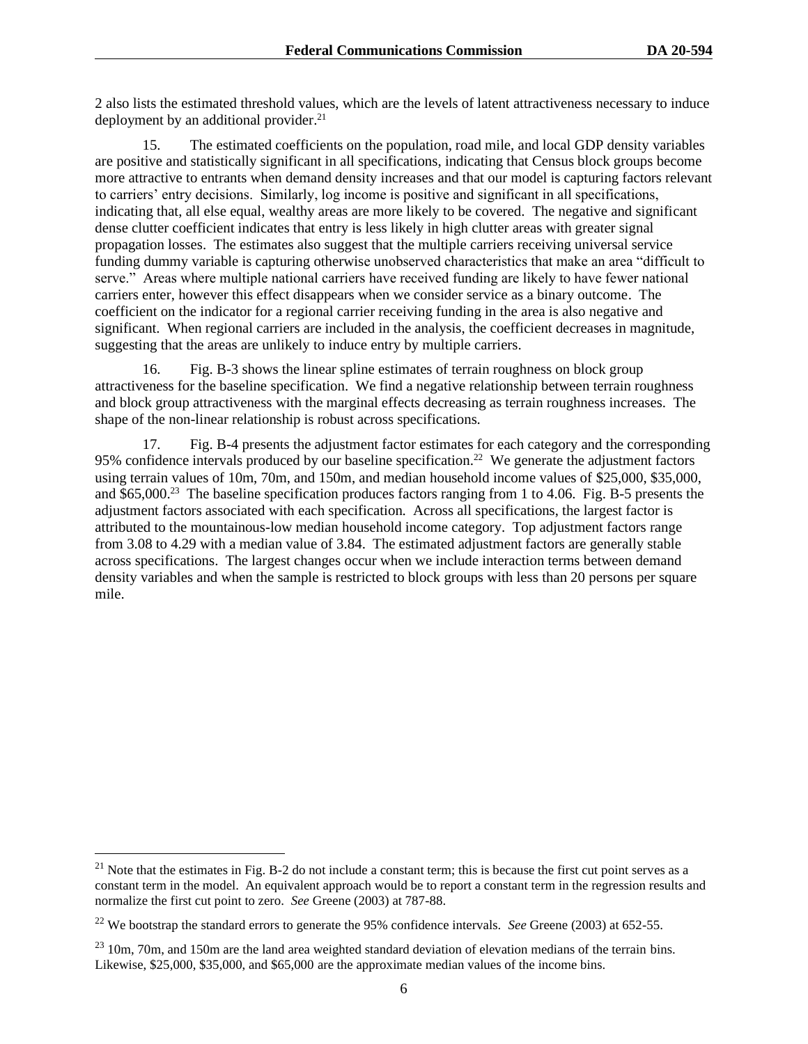2 also lists the estimated threshold values, which are the levels of latent attractiveness necessary to induce deployment by an additional provider.[21]

15. The estimated coefficients on the population, road mile, and local GDP density variables are positive and statistically significant in all specifications, indicating that Census block groups become more attractive to entrants when demand density increases and that our model is capturing factors relevant to carriers' entry decisions. Similarly, log income is positive and significant in all specifications, indicating that, all else equal, wealthy areas are more likely to be covered. The negative and significant dense clutter coefficient indicates that entry is less likely in high clutter areas with greater signal propagation losses. The estimates also suggest that the multiple carriers receiving universal service funding dummy variable is capturing otherwise unobserved characteristics that make an area "difficult to serve." Areas where multiple national carriers have received funding are likely to have fewer national carriers enter, however this effect disappears when we consider service as a binary outcome. The coefficient on the indicator for a regional carrier receiving funding in the area is also negative and significant. When regional carriers are included in the analysis, the coefficient decreases in magnitude, suggesting that the areas are unlikely to induce entry by multiple carriers.

16. Fig. B-3 shows the linear spline estimates of terrain roughness on block group attractiveness for the baseline specification. We find a negative relationship between terrain roughness and block group attractiveness with the marginal effects decreasing as terrain roughness increases. The shape of the non-linear relationship is robust across specifications.

17. Fig. B-4 presents the adjustment factor estimates for each category and the corresponding 95% confidence intervals produced by our baseline specification.[22] We generate the adjustment factors using terrain values of 10m, 70m, and 150m, and median household income values of $25,000, $35,000, and $65,000.[23] The baseline specification produces factors ranging from 1 to 4.06. Fig. B-5 presents the adjustment factors associated with each specification. Across all specifications, the largest factor is attributed to the mountainous-low median household income category. Top adjustment factors range from 3.08 to 4.29 with a median value of 3.84. The estimated adjustment factors are generally stable across specifications. The largest changes occur when we include interaction terms between demand density variables and when the sample is restricted to block groups with less than 20 persons per square mile.

---

[21] Note that the estimates in Fig. B-2 do not include a constant term; this is because the first cut point serves as a constant term in the model. An equivalent approach would be to report a constant term in the regression results and normalize the first cut point to zero. *See* Greene (2003) at 787-88.

[22] We bootstrap the standard errors to generate the 95% confidence intervals. *See* Greene (2003) at 652-55.

[23] 10m, 70m, and 150m are the land area weighted standard deviation of elevation medians of the terrain bins. Likewise, $25,000, $35,000, and $65,000 are the approximate median values of the income bins.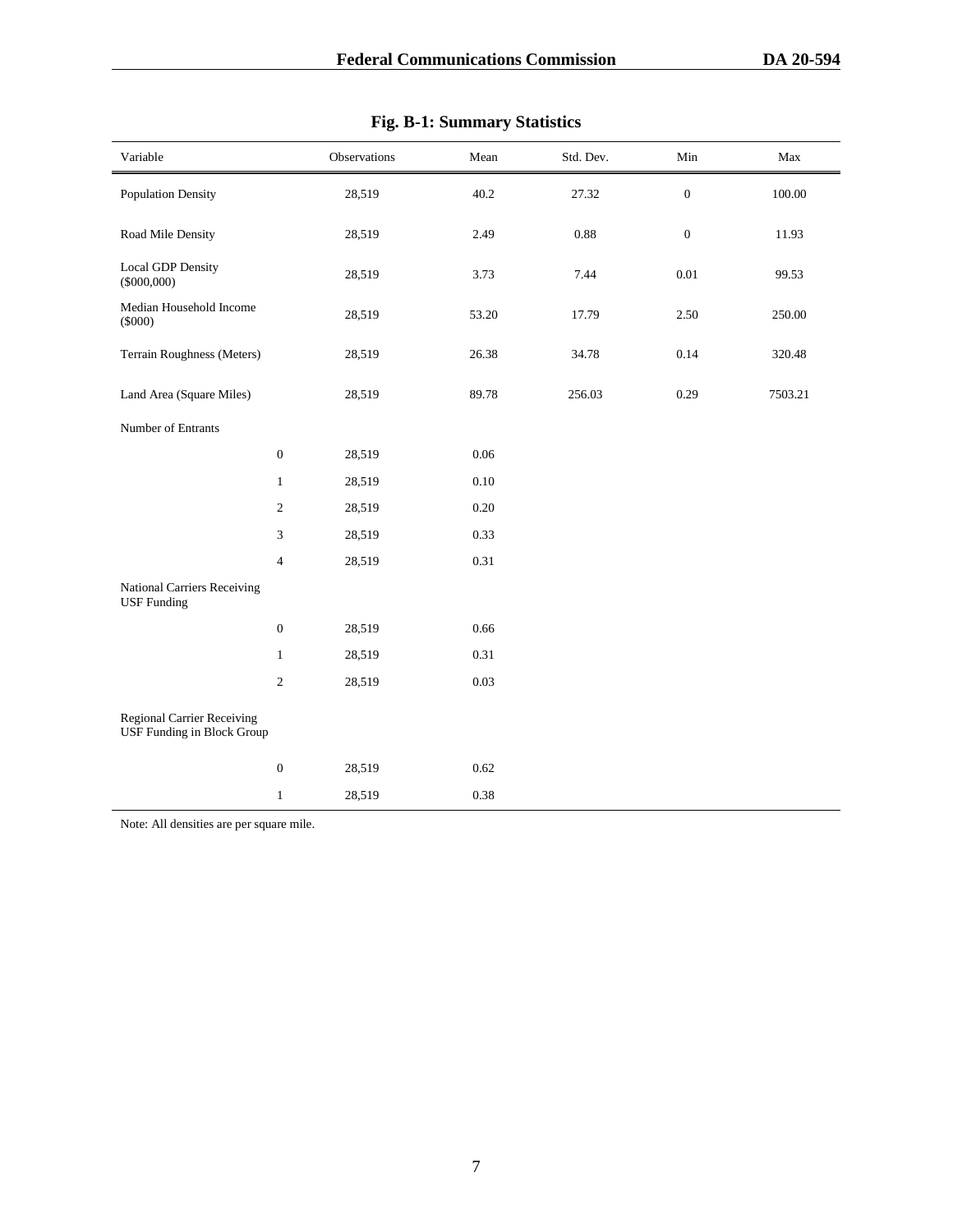**Fig. B-1: Summary Statistics**

| Variable | | Observations | Mean | Std. Dev. | Min | Max |
|---|---|---|---|---|---|---|
| Population Density | | 28,519 | 40.2 | 27.32 | 0 | 100.00 |
| Road Mile Density | | 28,519 | 2.49 | 0.88 | 0 | 11.93 |
| Local GDP Density ($000,000) | | 28,519 | 3.73 | 7.44 | 0.01 | 99.53 |
| Median Household Income ($000) | | 28,519 | 53.20 | 17.79 | 2.50 | 250.00 |
| Terrain Roughness (Meters) | | 28,519 | 26.38 | 34.78 | 0.14 | 320.48 |
| Land Area (Square Miles) | | 28,519 | 89.78 | 256.03 | 0.29 | 7503.21 |
| Number of Entrants | | | | | | |
| | 0 | 28,519 | 0.06 | | | |
| | 1 | 28,519 | 0.10 | | | |
| | 2 | 28,519 | 0.20 | | | |
| | 3 | 28,519 | 0.33 | | | |
| | 4 | 28,519 | 0.31 | | | |
| National Carriers Receiving USF Funding | | | | | | |
| | 0 | 28,519 | 0.66 | | | |
| | 1 | 28,519 | 0.31 | | | |
| | 2 | 28,519 | 0.03 | | | |
| Regional Carrier Receiving USF Funding in Block Group | | | | | | |
| | 0 | 28,519 | 0.62 | | | |
| | 1 | 28,519 | 0.38 | | | |

Note: All densities are per square mile.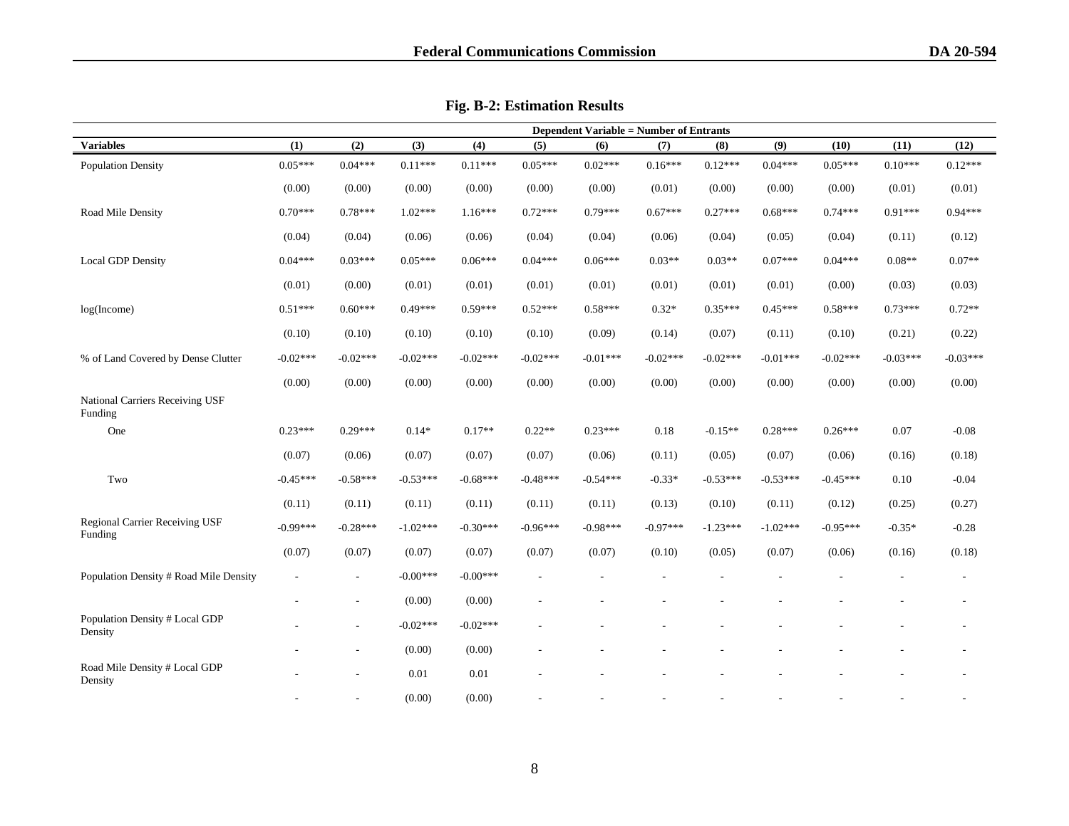**Fig. B-2: Estimation Results**

| | Dependent Variable = Number of Entrants | | | | | | | | | | | |
|---|---|---|---|---|---|---|---|---|---|---|---|---|
| **Variables** | **(1)** | **(2)** | **(3)** | **(4)** | **(5)** | **(6)** | **(7)** | **(8)** | **(9)** | **(10)** | **(11)** | **(12)** |
| Population Density | 0.05*** | 0.04*** | 0.11*** | 0.11*** | 0.05*** | 0.02*** | 0.16*** | 0.12*** | 0.04*** | 0.05*** | 0.10*** | 0.12*** |
| | (0.00) | (0.00) | (0.00) | (0.00) | (0.00) | (0.00) | (0.01) | (0.00) | (0.00) | (0.00) | (0.01) | (0.01) |
| Road Mile Density | 0.70*** | 0.78*** | 1.02*** | 1.16*** | 0.72*** | 0.79*** | 0.67*** | 0.27*** | 0.68*** | 0.74*** | 0.91*** | 0.94*** |
| | (0.04) | (0.04) | (0.06) | (0.06) | (0.04) | (0.04) | (0.06) | (0.04) | (0.05) | (0.04) | (0.11) | (0.12) |
| Local GDP Density | 0.04*** | 0.03*** | 0.05*** | 0.06*** | 0.04*** | 0.06*** | 0.03** | 0.03** | 0.07*** | 0.04*** | 0.08** | 0.07** |
| | (0.01) | (0.00) | (0.01) | (0.01) | (0.01) | (0.01) | (0.01) | (0.01) | (0.01) | (0.00) | (0.03) | (0.03) |
| log(Income) | 0.51*** | 0.60*** | 0.49*** | 0.59*** | 0.52*** | 0.58*** | 0.32* | 0.35*** | 0.45*** | 0.58*** | 0.73*** | 0.72** |
| | (0.10) | (0.10) | (0.10) | (0.10) | (0.10) | (0.09) | (0.14) | (0.07) | (0.11) | (0.10) | (0.21) | (0.22) |
| % of Land Covered by Dense Clutter | -0.02*** | -0.02*** | -0.02*** | -0.02*** | -0.02*** | -0.01*** | -0.02*** | -0.02*** | -0.01*** | -0.02*** | -0.03*** | -0.03*** |
| | (0.00) | (0.00) | (0.00) | (0.00) | (0.00) | (0.00) | (0.00) | (0.00) | (0.00) | (0.00) | (0.00) | (0.00) |
| National Carriers Receiving USF Funding | | | | | | | | | | | | |
| One | 0.23*** | 0.29*** | 0.14* | 0.17** | 0.22** | 0.23*** | 0.18 | -0.15** | 0.28*** | 0.26*** | 0.07 | -0.08 |
| | (0.07) | (0.06) | (0.07) | (0.07) | (0.07) | (0.06) | (0.11) | (0.05) | (0.07) | (0.06) | (0.16) | (0.18) |
| Two | -0.45*** | -0.58*** | -0.53*** | -0.68*** | -0.48*** | -0.54*** | -0.33* | -0.53*** | -0.53*** | -0.45*** | 0.10 | -0.04 |
| | (0.11) | (0.11) | (0.11) | (0.11) | (0.11) | (0.11) | (0.13) | (0.10) | (0.11) | (0.12) | (0.25) | (0.27) |
| Regional Carrier Receiving USF Funding | -0.99*** | -0.28*** | -1.02*** | -0.30*** | -0.96*** | -0.98*** | -0.97*** | -1.23*** | -1.02*** | -0.95*** | -0.35* | -0.28 |
| | (0.07) | (0.07) | (0.07) | (0.07) | (0.07) | (0.07) | (0.10) | (0.05) | (0.07) | (0.06) | (0.16) | (0.18) |
| Population Density # Road Mile Density | - | - | -0.00*** | -0.00*** | - | - | - | - | - | - | - | - |
| | - | - | (0.00) | (0.00) | - | - | - | - | - | - | - | - |
| Population Density # Local GDP Density | - | - | -0.02*** | -0.02*** | - | - | - | - | - | - | - | - |
| | - | - | (0.00) | (0.00) | - | - | - | - | - | - | - | - |
| Road Mile Density # Local GDP Density | - | - | 0.01 | 0.01 | - | - | - | - | - | - | - | - |
| | - | - | (0.00) | (0.00) | - | - | - | - | - | - | - | - |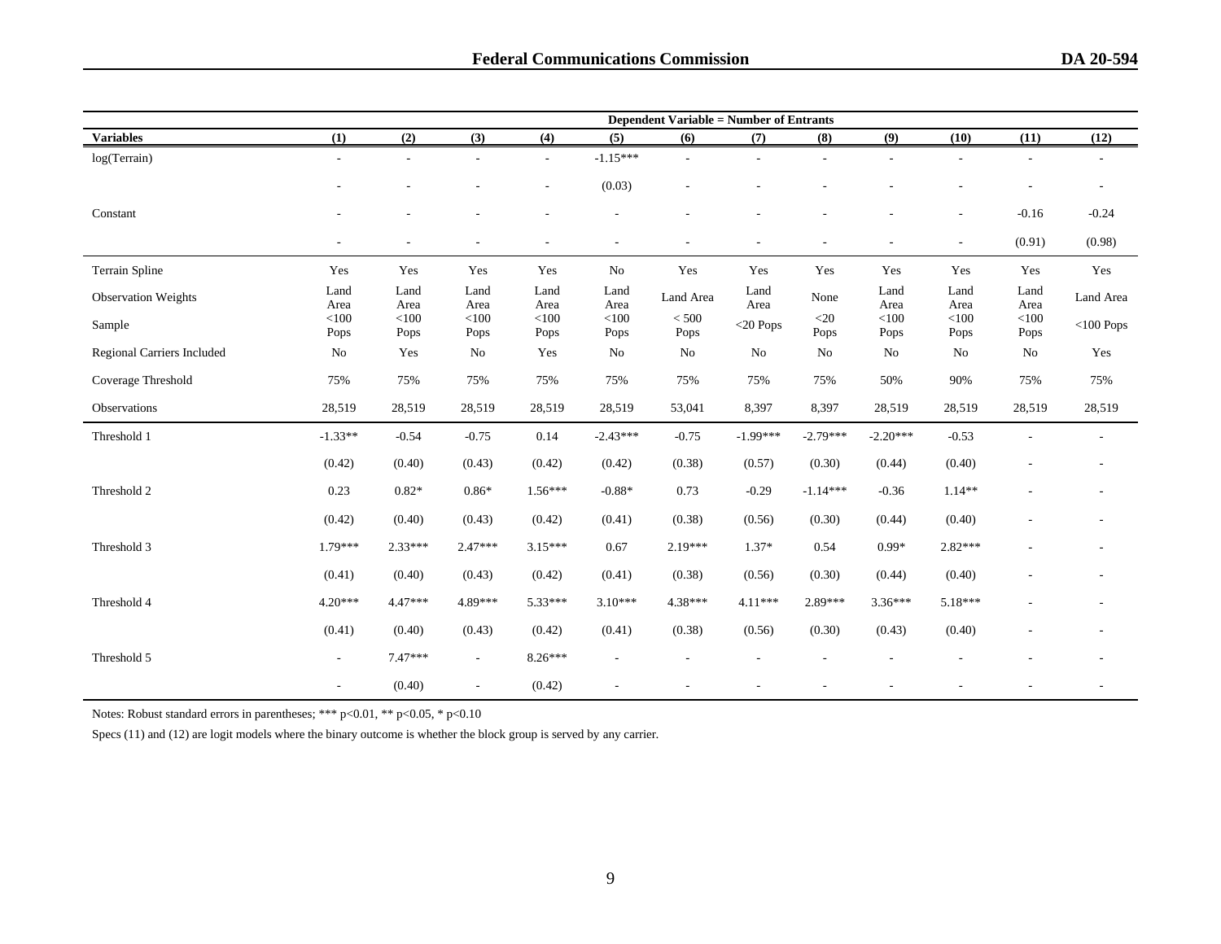| | Dependent Variable = Number of Entrants | | | | | | | | | | | |
|---|---|---|---|---|---|---|---|---|---|---|---|---|
| **Variables** | **(1)** | **(2)** | **(3)** | **(4)** | **(5)** | **(6)** | **(7)** | **(8)** | **(9)** | **(10)** | **(11)** | **(12)** |
| log(Terrain) | - | - | - | - | -1.15*** | - | - | - | - | - | - | - |
| | - | - | - | - | (0.03) | - | - | - | - | - | - | - |
| Constant | - | - | - | - | - | - | - | - | - | - | -0.16 | -0.24 |
| | - | - | - | - | - | - | - | - | - | - | (0.91) | (0.98) |
| Terrain Spline | Yes | Yes | Yes | Yes | No | Yes | Yes | Yes | Yes | Yes | Yes | Yes |
| Observation Weights | Land Area | Land Area | Land Area | Land Area | Land Area | Land Area | Land Area | None | Land Area | Land Area | Land Area | Land Area |
| Sample | <100 Pops | <100 Pops | <100 Pops | <100 Pops | <100 Pops | < 500 Pops | <20 Pops | <20 Pops | <100 Pops | <100 Pops | <100 Pops | <100 Pops |
| Regional Carriers Included | No | Yes | No | Yes | No | No | No | No | No | No | No | Yes |
| Coverage Threshold | 75% | 75% | 75% | 75% | 75% | 75% | 75% | 75% | 50% | 90% | 75% | 75% |
| Observations | 28,519 | 28,519 | 28,519 | 28,519 | 28,519 | 53,041 | 8,397 | 8,397 | 28,519 | 28,519 | 28,519 | 28,519 |
| Threshold 1 | -1.33** | -0.54 | -0.75 | 0.14 | -2.43*** | -0.75 | -1.99*** | -2.79*** | -2.20*** | -0.53 | - | - |
| | (0.42) | (0.40) | (0.43) | (0.42) | (0.42) | (0.38) | (0.57) | (0.30) | (0.44) | (0.40) | - | - |
| Threshold 2 | 0.23 | 0.82* | 0.86* | 1.56*** | -0.88* | 0.73 | -0.29 | -1.14*** | -0.36 | 1.14** | - | - |
| | (0.42) | (0.40) | (0.43) | (0.42) | (0.41) | (0.38) | (0.56) | (0.30) | (0.44) | (0.40) | - | - |
| Threshold 3 | 1.79*** | 2.33*** | 2.47*** | 3.15*** | 0.67 | 2.19*** | 1.37* | 0.54 | 0.99* | 2.82*** | - | - |
| | (0.41) | (0.40) | (0.43) | (0.42) | (0.41) | (0.38) | (0.56) | (0.30) | (0.44) | (0.40) | - | - |
| Threshold 4 | 4.20*** | 4.47*** | 4.89*** | 5.33*** | 3.10*** | 4.38*** | 4.11*** | 2.89*** | 3.36*** | 5.18*** | - | - |
| | (0.41) | (0.40) | (0.43) | (0.42) | (0.41) | (0.38) | (0.56) | (0.30) | (0.43) | (0.40) | - | - |
| Threshold 5 | - | 7.47*** | - | 8.26*** | - | - | - | - | - | - | - | - |
| | - | (0.40) | - | (0.42) | - | - | - | - | - | - | - | - |

Notes: Robust standard errors in parentheses; *** p<0.01, ** p<0.05, * p<0.10

Specs (11) and (12) are logit models where the binary outcome is whether the block group is served by any carrier.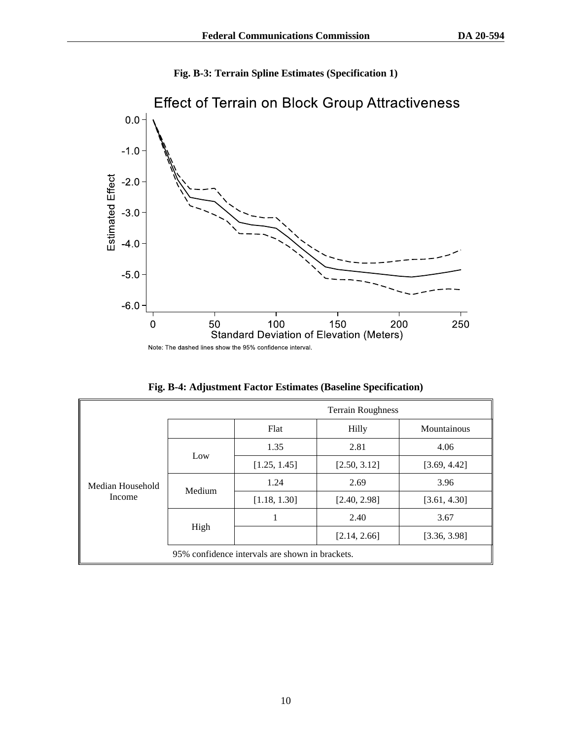**Fig. B-3: Terrain Spline Estimates (Specification 1)**

Effect of Terrain on Block Group Attractiveness

Note: The dashed lines show the 95% confidence interval.

**Fig. B-4: Adjustment Factor Estimates (Baseline Specification)**

| | | Terrain Roughness | | |
|---|---|---|---|---|
| | | Flat | Hilly | Mountainous |
| Median Household Income | Low | 1.35 | 2.81 | 4.06 |
| | | [1.25, 1.45] | [2.50, 3.12] | [3.69, 4.42] |
| | Medium | 1.24 | 2.69 | 3.96 |
| | | [1.18, 1.30] | [2.40, 2.98] | [3.61, 4.30] |
| | High | 1 | 2.40 | 3.67 |
| | | | [2.14, 2.66] | [3.36, 3.98] |

95% confidence intervals are shown in brackets.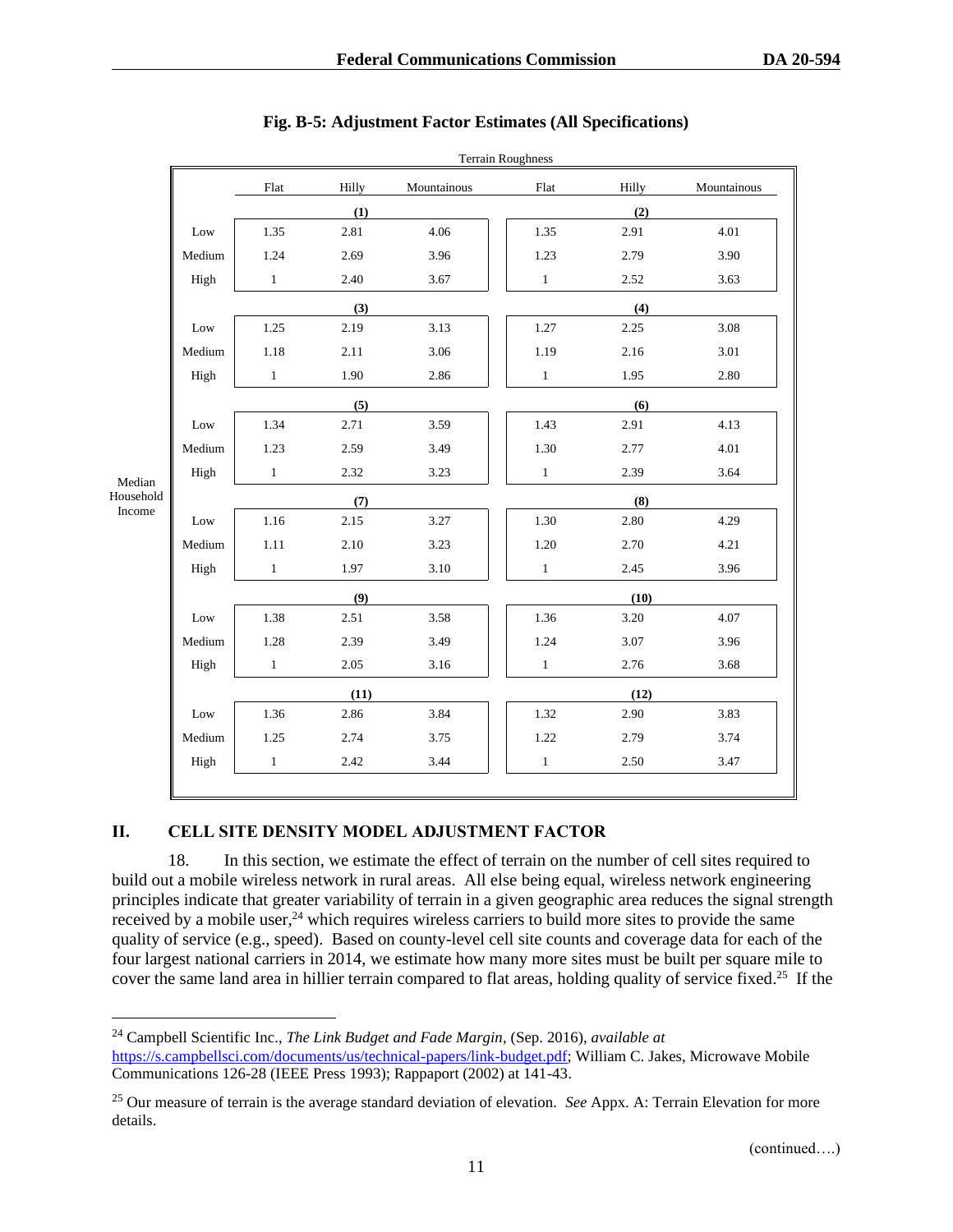**Fig. B-5: Adjustment Factor Estimates (All Specifications)**

| Median Household Income | Flat | Hilly | Mountainous | Flat | Hilly | Mountainous |
|---|---|---|---|---|---|---|
| | **(1)** | | | **(2)** | | |
| Low | 1.35 | 2.81 | 4.06 | 1.35 | 2.91 | 4.01 |
| Medium | 1.24 | 2.69 | 3.96 | 1.23 | 2.79 | 3.90 |
| High | 1 | 2.40 | 3.67 | 1 | 2.52 | 3.63 |
| | **(3)** | | | **(4)** | | |
| Low | 1.25 | 2.19 | 3.13 | 1.27 | 2.25 | 3.08 |
| Medium | 1.18 | 2.11 | 3.06 | 1.19 | 2.16 | 3.01 |
| High | 1 | 1.90 | 2.86 | 1 | 1.95 | 2.80 |
| | **(5)** | | | **(6)** | | |
| Low | 1.34 | 2.71 | 3.59 | 1.43 | 2.91 | 4.13 |
| Medium | 1.23 | 2.59 | 3.49 | 1.30 | 2.77 | 4.01 |
| High | 1 | 2.32 | 3.23 | 1 | 2.39 | 3.64 |
| | **(7)** | | | **(8)** | | |
| Low | 1.16 | 2.15 | 3.27 | 1.30 | 2.80 | 4.29 |
| Medium | 1.11 | 2.10 | 3.23 | 1.20 | 2.70 | 4.21 |
| High | 1 | 1.97 | 3.10 | 1 | 2.45 | 3.96 |
| | **(9)** | | | **(10)** | | |
| Low | 1.38 | 2.51 | 3.58 | 1.36 | 3.20 | 4.07 |
| Medium | 1.28 | 2.39 | 3.49 | 1.24 | 3.07 | 3.96 |
| High | 1 | 2.05 | 3.16 | 1 | 2.76 | 3.68 |
| | **(11)** | | | **(12)** | | |
| Low | 1.36 | 2.86 | 3.84 | 1.32 | 2.90 | 3.83 |
| Medium | 1.25 | 2.74 | 3.75 | 1.22 | 2.79 | 3.74 |
| High | 1 | 2.42 | 3.44 | 1 | 2.50 | 3.47 |

(Columns: Terrain Roughness)

## II. CELL SITE DENSITY MODEL ADJUSTMENT FACTOR

18. In this section, we estimate the effect of terrain on the number of cell sites required to build out a mobile wireless network in rural areas. All else being equal, wireless network engineering principles indicate that greater variability of terrain in a given geographic area reduces the signal strength received by a mobile user,[24] which requires wireless carriers to build more sites to provide the same quality of service (e.g., speed). Based on county-level cell site counts and coverage data for each of the four largest national carriers in 2014, we estimate how many more sites must be built per square mile to cover the same land area in hillier terrain compared to flat areas, holding quality of service fixed.[25] If the

[24] Campbell Scientific Inc., *The Link Budget and Fade Margin*, (Sep. 2016), *available at* https://s.campbellsci.com/documents/us/technical-papers/link-budget.pdf; William C. Jakes, Microwave Mobile Communications 126-28 (IEEE Press 1993); Rappaport (2002) at 141-43.

[25] Our measure of terrain is the average standard deviation of elevation. *See* Appx. A: Terrain Elevation for more details.

(continued….)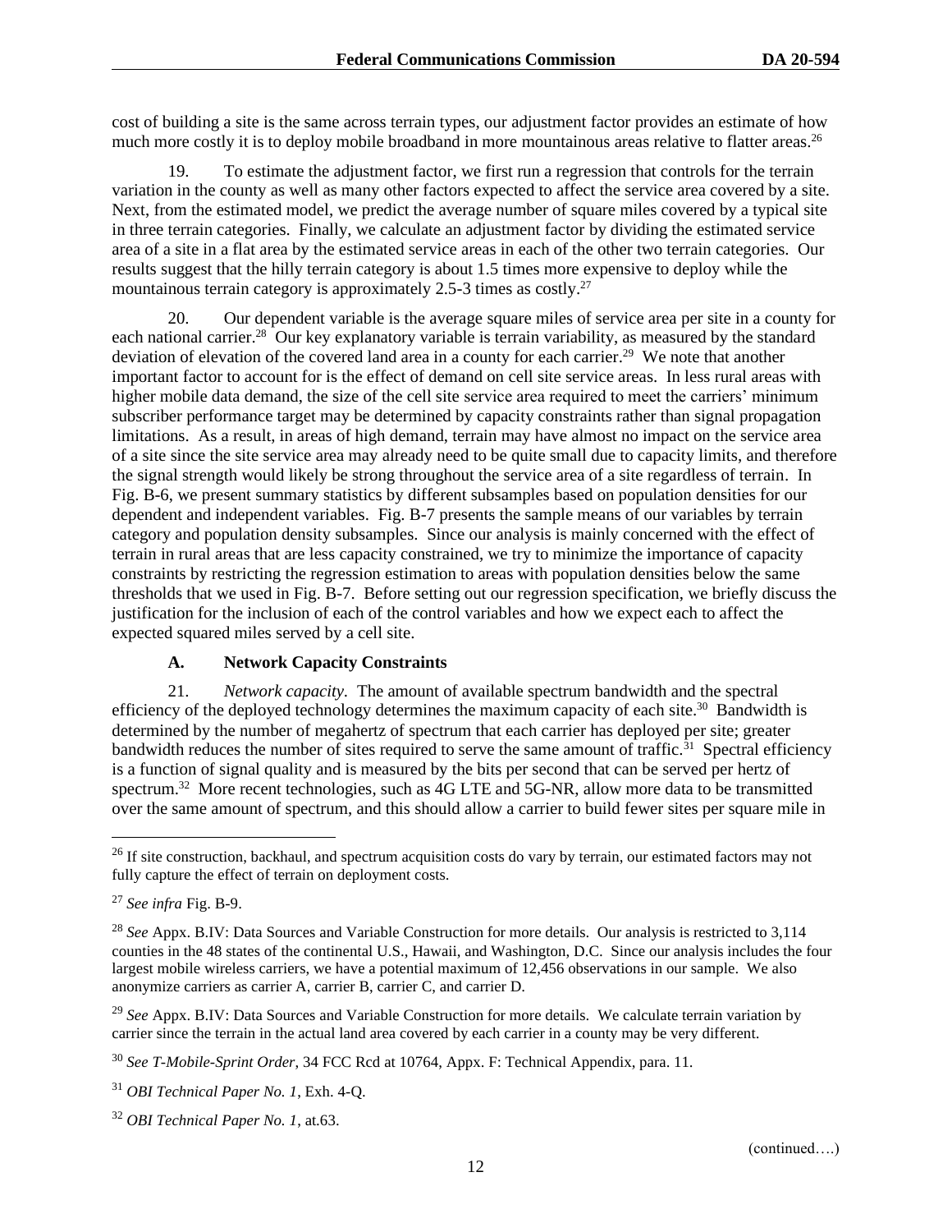cost of building a site is the same across terrain types, our adjustment factor provides an estimate of how much more costly it is to deploy mobile broadband in more mountainous areas relative to flatter areas.[26]

19. To estimate the adjustment factor, we first run a regression that controls for the terrain variation in the county as well as many other factors expected to affect the service area covered by a site. Next, from the estimated model, we predict the average number of square miles covered by a typical site in three terrain categories. Finally, we calculate an adjustment factor by dividing the estimated service area of a site in a flat area by the estimated service areas in each of the other two terrain categories. Our results suggest that the hilly terrain category is about 1.5 times more expensive to deploy while the mountainous terrain category is approximately 2.5-3 times as costly.[27]

20. Our dependent variable is the average square miles of service area per site in a county for each national carrier.[28] Our key explanatory variable is terrain variability, as measured by the standard deviation of elevation of the covered land area in a county for each carrier.[29] We note that another important factor to account for is the effect of demand on cell site service areas. In less rural areas with higher mobile data demand, the size of the cell site service area required to meet the carriers' minimum subscriber performance target may be determined by capacity constraints rather than signal propagation limitations. As a result, in areas of high demand, terrain may have almost no impact on the service area of a site since the site service area may already need to be quite small due to capacity limits, and therefore the signal strength would likely be strong throughout the service area of a site regardless of terrain. In Fig. B-6, we present summary statistics by different subsamples based on population densities for our dependent and independent variables. Fig. B-7 presents the sample means of our variables by terrain category and population density subsamples. Since our analysis is mainly concerned with the effect of terrain in rural areas that are less capacity constrained, we try to minimize the importance of capacity constraints by restricting the regression estimation to areas with population densities below the same thresholds that we used in Fig. B-7. Before setting out our regression specification, we briefly discuss the justification for the inclusion of each of the control variables and how we expect each to affect the expected squared miles served by a cell site.

### A. Network Capacity Constraints

21. *Network capacity.* The amount of available spectrum bandwidth and the spectral efficiency of the deployed technology determines the maximum capacity of each site.[30] Bandwidth is determined by the number of megahertz of spectrum that each carrier has deployed per site; greater bandwidth reduces the number of sites required to serve the same amount of traffic.[31] Spectral efficiency is a function of signal quality and is measured by the bits per second that can be served per hertz of spectrum.[32] More recent technologies, such as 4G LTE and 5G-NR, allow more data to be transmitted over the same amount of spectrum, and this should allow a carrier to build fewer sites per square mile in

---

[26] If site construction, backhaul, and spectrum acquisition costs do vary by terrain, our estimated factors may not fully capture the effect of terrain on deployment costs.

[27] *See infra* Fig. B-9.

[28] *See* Appx. B.IV: Data Sources and Variable Construction for more details. Our analysis is restricted to 3,114 counties in the 48 states of the continental U.S., Hawaii, and Washington, D.C. Since our analysis includes the four largest mobile wireless carriers, we have a potential maximum of 12,456 observations in our sample. We also anonymize carriers as carrier A, carrier B, carrier C, and carrier D.

[29] *See* Appx. B.IV: Data Sources and Variable Construction for more details. We calculate terrain variation by carrier since the terrain in the actual land area covered by each carrier in a county may be very different.

[30] *See T-Mobile-Sprint Order*, 34 FCC Rcd at 10764, Appx. F: Technical Appendix, para. 11.

[31] *OBI Technical Paper No. 1*, Exh. 4-Q.

[32] *OBI Technical Paper No. 1*, at.63.

(continued….)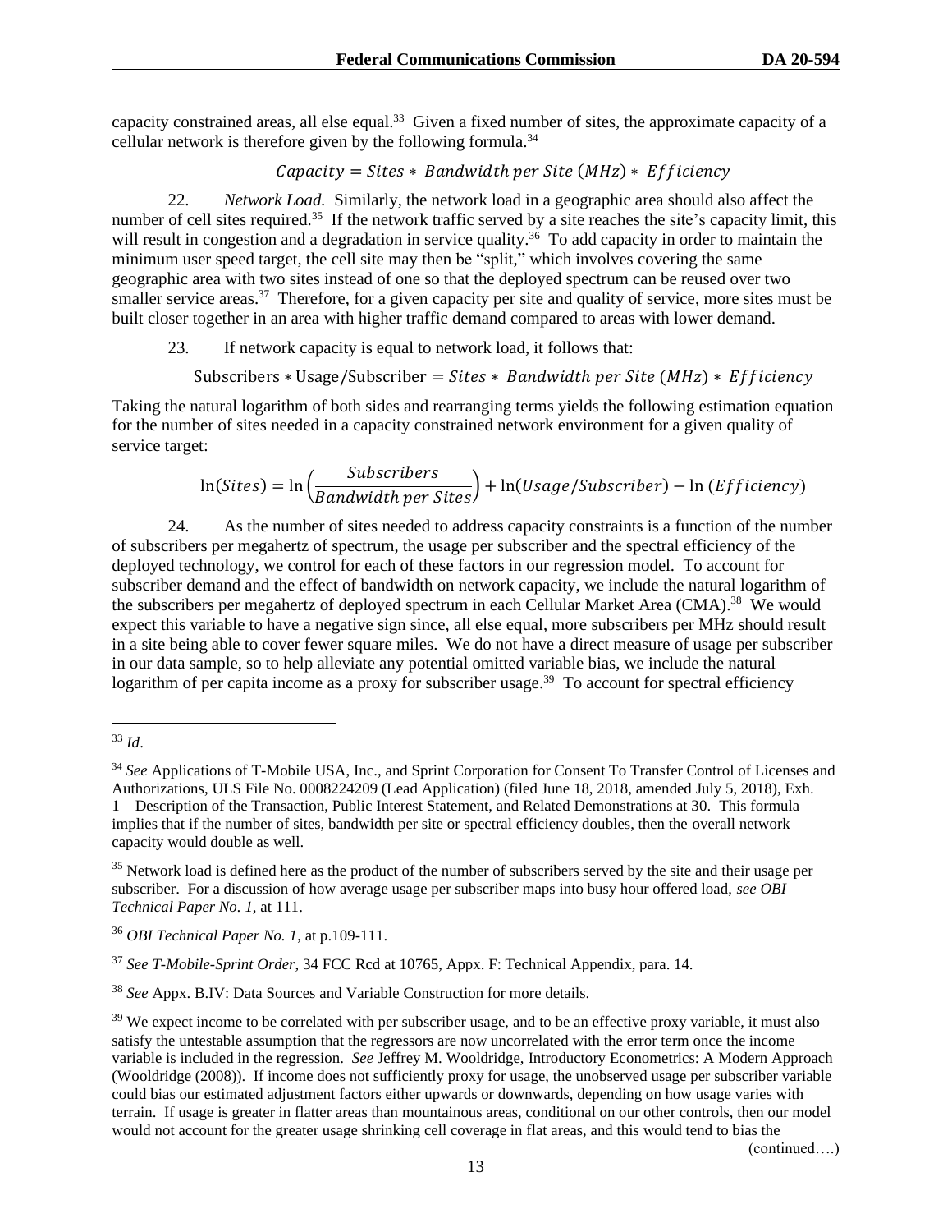capacity constrained areas, all else equal.[33] Given a fixed number of sites, the approximate capacity of a cellular network is therefore given by the following formula.[34]

$$Capacity = Sites * \ Bandwidth\ per\ Site\ (MHz) * \ Efficiency$$

22. *Network Load.* Similarly, the network load in a geographic area should also affect the number of cell sites required.[35] If the network traffic served by a site reaches the site's capacity limit, this will result in congestion and a degradation in service quality.[36] To add capacity in order to maintain the minimum user speed target, the cell site may then be "split," which involves covering the same geographic area with two sites instead of one so that the deployed spectrum can be reused over two smaller service areas.[37] Therefore, for a given capacity per site and quality of service, more sites must be built closer together in an area with higher traffic demand compared to areas with lower demand.

23. If network capacity is equal to network load, it follows that:

$$\text{Subscribers} * \text{Usage/Subscriber} = Sites * \ Bandwidth\ per\ Site\ (MHz) * \ Efficiency$$

Taking the natural logarithm of both sides and rearranging terms yields the following estimation equation for the number of sites needed in a capacity constrained network environment for a given quality of service target:

$$\ln(Sites) = \ln\left(\frac{Subscribers}{Bandwidth\ per\ Sites}\right) + \ln(Usage/Subscriber) - \ln\ (Efficiency)$$

24. As the number of sites needed to address capacity constraints is a function of the number of subscribers per megahertz of spectrum, the usage per subscriber and the spectral efficiency of the deployed technology, we control for each of these factors in our regression model. To account for subscriber demand and the effect of bandwidth on network capacity, we include the natural logarithm of the subscribers per megahertz of deployed spectrum in each Cellular Market Area (CMA).[38] We would expect this variable to have a negative sign since, all else equal, more subscribers per MHz should result in a site being able to cover fewer square miles. We do not have a direct measure of usage per subscriber in our data sample, so to help alleviate any potential omitted variable bias, we include the natural logarithm of per capita income as a proxy for subscriber usage.[39] To account for spectral efficiency

---

[33] *Id*.

[34] *See* Applications of T-Mobile USA, Inc., and Sprint Corporation for Consent To Transfer Control of Licenses and Authorizations, ULS File No. 0008224209 (Lead Application) (filed June 18, 2018, amended July 5, 2018), Exh. 1—Description of the Transaction, Public Interest Statement, and Related Demonstrations at 30. This formula implies that if the number of sites, bandwidth per site or spectral efficiency doubles, then the overall network capacity would double as well.

[35] Network load is defined here as the product of the number of subscribers served by the site and their usage per subscriber. For a discussion of how average usage per subscriber maps into busy hour offered load, *see OBI Technical Paper No. 1*, at 111.

[36] *OBI Technical Paper No. 1*, at p.109-111.

[37] *See T-Mobile-Sprint Order*, 34 FCC Rcd at 10765, Appx. F: Technical Appendix, para. 14.

[38] *See* Appx. B.IV: Data Sources and Variable Construction for more details.

[39] We expect income to be correlated with per subscriber usage, and to be an effective proxy variable, it must also satisfy the untestable assumption that the regressors are now uncorrelated with the error term once the income variable is included in the regression. *See* Jeffrey M. Wooldridge, Introductory Econometrics: A Modern Approach (Wooldridge (2008)). If income does not sufficiently proxy for usage, the unobserved usage per subscriber variable could bias our estimated adjustment factors either upwards or downwards, depending on how usage varies with terrain. If usage is greater in flatter areas than mountainous areas, conditional on our other controls, then our model would not account for the greater usage shrinking cell coverage in flat areas, and this would tend to bias the

(continued….)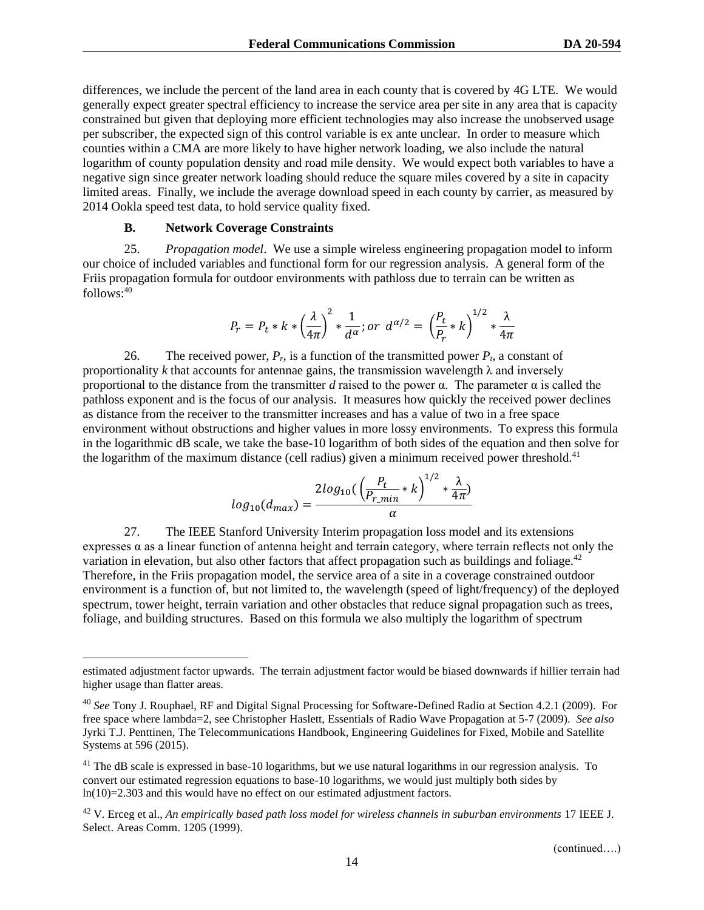differences, we include the percent of the land area in each county that is covered by 4G LTE. We would generally expect greater spectral efficiency to increase the service area per site in any area that is capacity constrained but given that deploying more efficient technologies may also increase the unobserved usage per subscriber, the expected sign of this control variable is ex ante unclear. In order to measure which counties within a CMA are more likely to have higher network loading, we also include the natural logarithm of county population density and road mile density. We would expect both variables to have a negative sign since greater network loading should reduce the square miles covered by a site in capacity limited areas. Finally, we include the average download speed in each county by carrier, as measured by 2014 Ookla speed test data, to hold service quality fixed.

### B. Network Coverage Constraints

25. *Propagation model*. We use a simple wireless engineering propagation model to inform our choice of included variables and functional form for our regression analysis. A general form of the Friis propagation formula for outdoor environments with pathloss due to terrain can be written as follows:[40]

$$P_r = P_t * k * \left(\frac{\lambda}{4\pi}\right)^2 * \frac{1}{d^{\alpha}}; or\ d^{\alpha/2} = \left(\frac{P_t}{P_r} * k\right)^{1/2} * \frac{\lambda}{4\pi}$$

26. The received power, $P_r$, is a function of the transmitted power $P_t$, a constant of proportionality $k$ that accounts for antennae gains, the transmission wavelength $\lambda$ and inversely proportional to the distance from the transmitter $d$ raised to the power $\alpha$. The parameter $\alpha$ is called the pathloss exponent and is the focus of our analysis. It measures how quickly the received power declines as distance from the receiver to the transmitter increases and has a value of two in a free space environment without obstructions and higher values in more lossy environments. To express this formula in the logarithmic dB scale, we take the base-10 logarithm of both sides of the equation and then solve for the logarithm of the maximum distance (cell radius) given a minimum received power threshold.[41]

$$log_{10}(d_{max}) = \frac{2log_{10}(\left(\frac{P_t}{P_{r\_min}} * k\right)^{1/2} * \frac{\lambda}{4\pi})}{\alpha}$$

27. The IEEE Stanford University Interim propagation loss model and its extensions expresses $\alpha$ as a linear function of antenna height and terrain category, where terrain reflects not only the variation in elevation, but also other factors that affect propagation such as buildings and foliage.[42] Therefore, in the Friis propagation model, the service area of a site in a coverage constrained outdoor environment is a function of, but not limited to, the wavelength (speed of light/frequency) of the deployed spectrum, tower height, terrain variation and other obstacles that reduce signal propagation such as trees, foliage, and building structures. Based on this formula we also multiply the logarithm of spectrum

---

estimated adjustment factor upwards. The terrain adjustment factor would be biased downwards if hillier terrain had higher usage than flatter areas.

[40] *See* Tony J. Rouphael, RF and Digital Signal Processing for Software-Defined Radio at Section 4.2.1 (2009). For free space where lambda=2, see Christopher Haslett, Essentials of Radio Wave Propagation at 5-7 (2009). *See also* Jyrki T.J. Penttinen, The Telecommunications Handbook, Engineering Guidelines for Fixed, Mobile and Satellite Systems at 596 (2015).

[41] The dB scale is expressed in base-10 logarithms, but we use natural logarithms in our regression analysis. To convert our estimated regression equations to base-10 logarithms, we would just multiply both sides by ln(10)=2.303 and this would have no effect on our estimated adjustment factors.

[42] V. Erceg et al., *An empirically based path loss model for wireless channels in suburban environments* 17 IEEE J. Select. Areas Comm. 1205 (1999).

(continued….)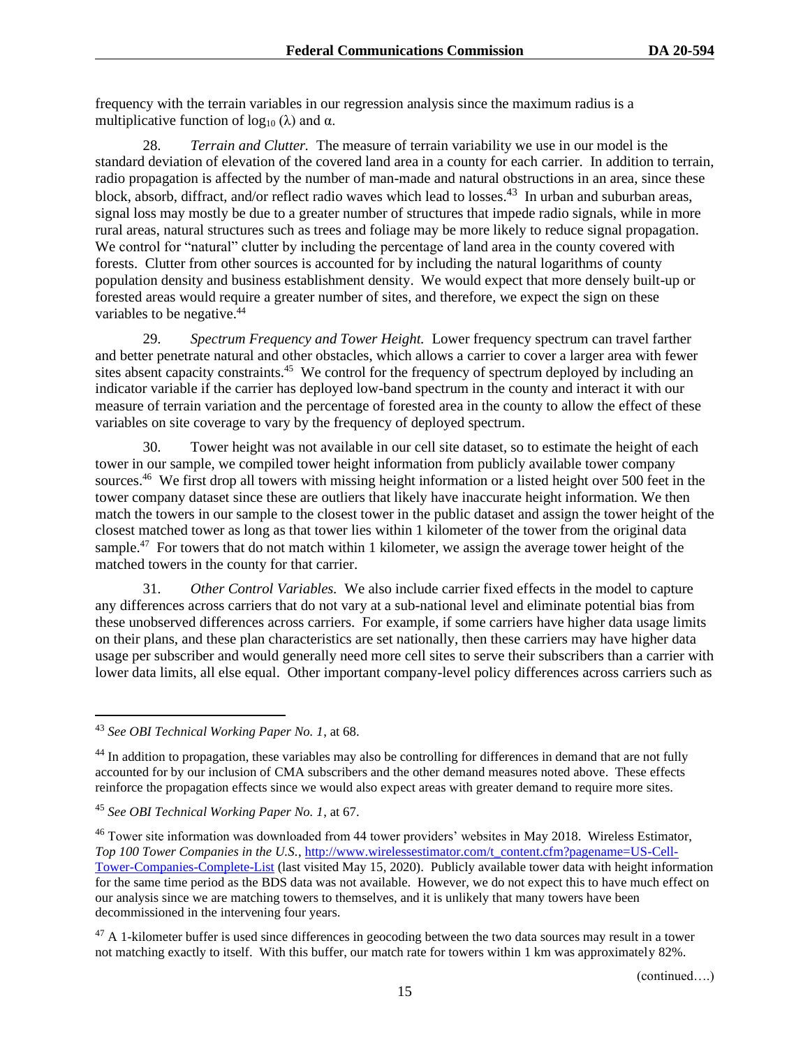frequency with the terrain variables in our regression analysis since the maximum radius is a multiplicative function of $\log_{10}(\lambda)$ and $\alpha$.

28. *Terrain and Clutter.* The measure of terrain variability we use in our model is the standard deviation of elevation of the covered land area in a county for each carrier. In addition to terrain, radio propagation is affected by the number of man-made and natural obstructions in an area, since these block, absorb, diffract, and/or reflect radio waves which lead to losses.[43] In urban and suburban areas, signal loss may mostly be due to a greater number of structures that impede radio signals, while in more rural areas, natural structures such as trees and foliage may be more likely to reduce signal propagation. We control for "natural" clutter by including the percentage of land area in the county covered with forests. Clutter from other sources is accounted for by including the natural logarithms of county population density and business establishment density. We would expect that more densely built-up or forested areas would require a greater number of sites, and therefore, we expect the sign on these variables to be negative.[44]

29. *Spectrum Frequency and Tower Height.* Lower frequency spectrum can travel farther and better penetrate natural and other obstacles, which allows a carrier to cover a larger area with fewer sites absent capacity constraints.[45] We control for the frequency of spectrum deployed by including an indicator variable if the carrier has deployed low-band spectrum in the county and interact it with our measure of terrain variation and the percentage of forested area in the county to allow the effect of these variables on site coverage to vary by the frequency of deployed spectrum.

30. Tower height was not available in our cell site dataset, so to estimate the height of each tower in our sample, we compiled tower height information from publicly available tower company sources.[46] We first drop all towers with missing height information or a listed height over 500 feet in the tower company dataset since these are outliers that likely have inaccurate height information. We then match the towers in our sample to the closest tower in the public dataset and assign the tower height of the closest matched tower as long as that tower lies within 1 kilometer of the tower from the original data sample.[47] For towers that do not match within 1 kilometer, we assign the average tower height of the matched towers in the county for that carrier.

31. *Other Control Variables.* We also include carrier fixed effects in the model to capture any differences across carriers that do not vary at a sub-national level and eliminate potential bias from these unobserved differences across carriers. For example, if some carriers have higher data usage limits on their plans, and these plan characteristics are set nationally, then these carriers may have higher data usage per subscriber and would generally need more cell sites to serve their subscribers than a carrier with lower data limits, all else equal. Other important company-level policy differences across carriers such as

---

[43] *See OBI Technical Working Paper No. 1*, at 68.

[44] In addition to propagation, these variables may also be controlling for differences in demand that are not fully accounted for by our inclusion of CMA subscribers and the other demand measures noted above. These effects reinforce the propagation effects since we would also expect areas with greater demand to require more sites.

[45] *See OBI Technical Working Paper No. 1*, at 67.

[46] Tower site information was downloaded from 44 tower providers' websites in May 2018. Wireless Estimator, *Top 100 Tower Companies in the U.S.*, http://www.wirelessestimator.com/t_content.cfm?pagename=US-Cell-Tower-Companies-Complete-List (last visited May 15, 2020). Publicly available tower data with height information for the same time period as the BDS data was not available. However, we do not expect this to have much effect on our analysis since we are matching towers to themselves, and it is unlikely that many towers have been decommissioned in the intervening four years.

[47] A 1-kilometer buffer is used since differences in geocoding between the two data sources may result in a tower not matching exactly to itself. With this buffer, our match rate for towers within 1 km was approximately 82%.

(continued….)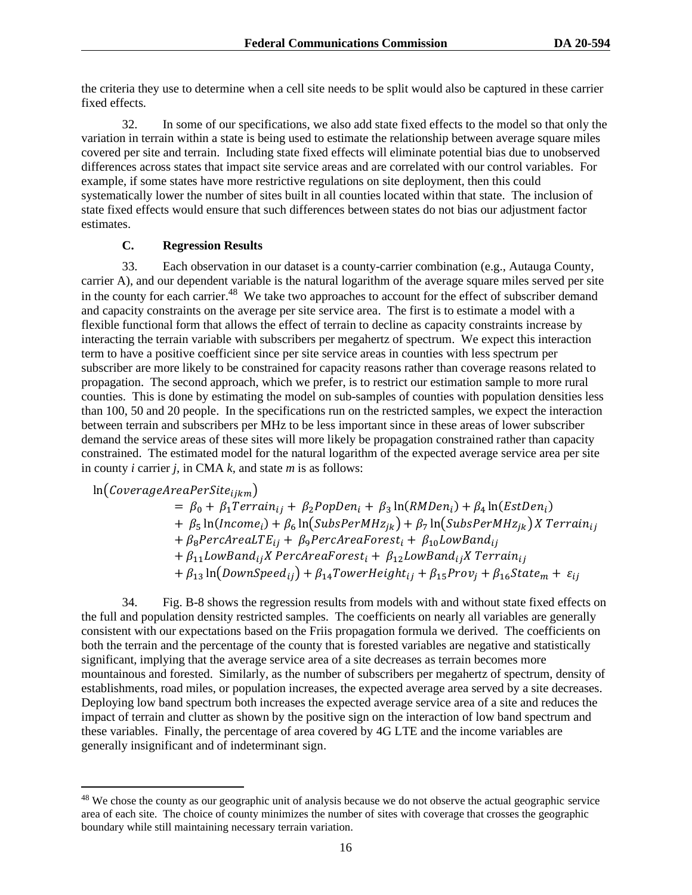the criteria they use to determine when a cell site needs to be split would also be captured in these carrier fixed effects.

32. In some of our specifications, we also add state fixed effects to the model so that only the variation in terrain within a state is being used to estimate the relationship between average square miles covered per site and terrain. Including state fixed effects will eliminate potential bias due to unobserved differences across states that impact site service areas and are correlated with our control variables. For example, if some states have more restrictive regulations on site deployment, then this could systematically lower the number of sites built in all counties located within that state. The inclusion of state fixed effects would ensure that such differences between states do not bias our adjustment factor estimates.

### C. Regression Results

33. Each observation in our dataset is a county-carrier combination (e.g., Autauga County, carrier A), and our dependent variable is the natural logarithm of the average square miles served per site in the county for each carrier.[48] We take two approaches to account for the effect of subscriber demand and capacity constraints on the average per site service area. The first is to estimate a model with a flexible functional form that allows the effect of terrain to decline as capacity constraints increase by interacting the terrain variable with subscribers per megahertz of spectrum. We expect this interaction term to have a positive coefficient since per site service areas in counties with less spectrum per subscriber are more likely to be constrained for capacity reasons rather than coverage reasons related to propagation. The second approach, which we prefer, is to restrict our estimation sample to more rural counties. This is done by estimating the model on sub-samples of counties with population densities less than 100, 50 and 20 people. In the specifications run on the restricted samples, we expect the interaction between terrain and subscribers per MHz to be less important since in these areas of lower subscriber demand the service areas of these sites will more likely be propagation constrained rather than capacity constrained. The estimated model for the natural logarithm of the expected average service area per site in county *i* carrier *j*, in CMA *k*, and state *m* is as follows:

$$
\begin{aligned}
\ln\left(CoverageAreaPerSite_{ijkm}\right) &= \beta_0 + \beta_1 Terrain_{ij} + \beta_2 PopDen_i + \beta_3 \ln(RMDen_i) + \beta_4 \ln(EstDen_i) \\
&+ \beta_5 \ln(Income_i) + \beta_6 \ln\left(SubsPerMHz_{jk}\right) + \beta_7 \ln\left(SubsPerMHz_{jk}\right) X\ Terrain_{ij} \\
&+ \beta_8 PercAreaLTE_{ij} + \beta_9 PercAreaForest_i + \beta_{10} LowBand_{ij} \\
&+ \beta_{11} LowBand_{ij} X\ PercAreaForest_i + \beta_{12} LowBand_{ij} X\ Terrain_{ij} \\
&+ \beta_{13} \ln\left(DownSpeed_{ij}\right) + \beta_{14} TowerHeight_{ij} + \beta_{15} Prov_j + \beta_{16} State_m + \varepsilon_{ij}
\end{aligned}
$$

34. Fig. B-8 shows the regression results from models with and without state fixed effects on the full and population density restricted samples. The coefficients on nearly all variables are generally consistent with our expectations based on the Friis propagation formula we derived. The coefficients on both the terrain and the percentage of the county that is forested variables are negative and statistically significant, implying that the average service area of a site decreases as terrain becomes more mountainous and forested. Similarly, as the number of subscribers per megahertz of spectrum, density of establishments, road miles, or population increases, the expected average area served by a site decreases. Deploying low band spectrum both increases the expected average service area of a site and reduces the impact of terrain and clutter as shown by the positive sign on the interaction of low band spectrum and these variables. Finally, the percentage of area covered by 4G LTE and the income variables are generally insignificant and of indeterminant sign.

---

[48] We chose the county as our geographic unit of analysis because we do not observe the actual geographic service area of each site. The choice of county minimizes the number of sites with coverage that crosses the geographic boundary while still maintaining necessary terrain variation.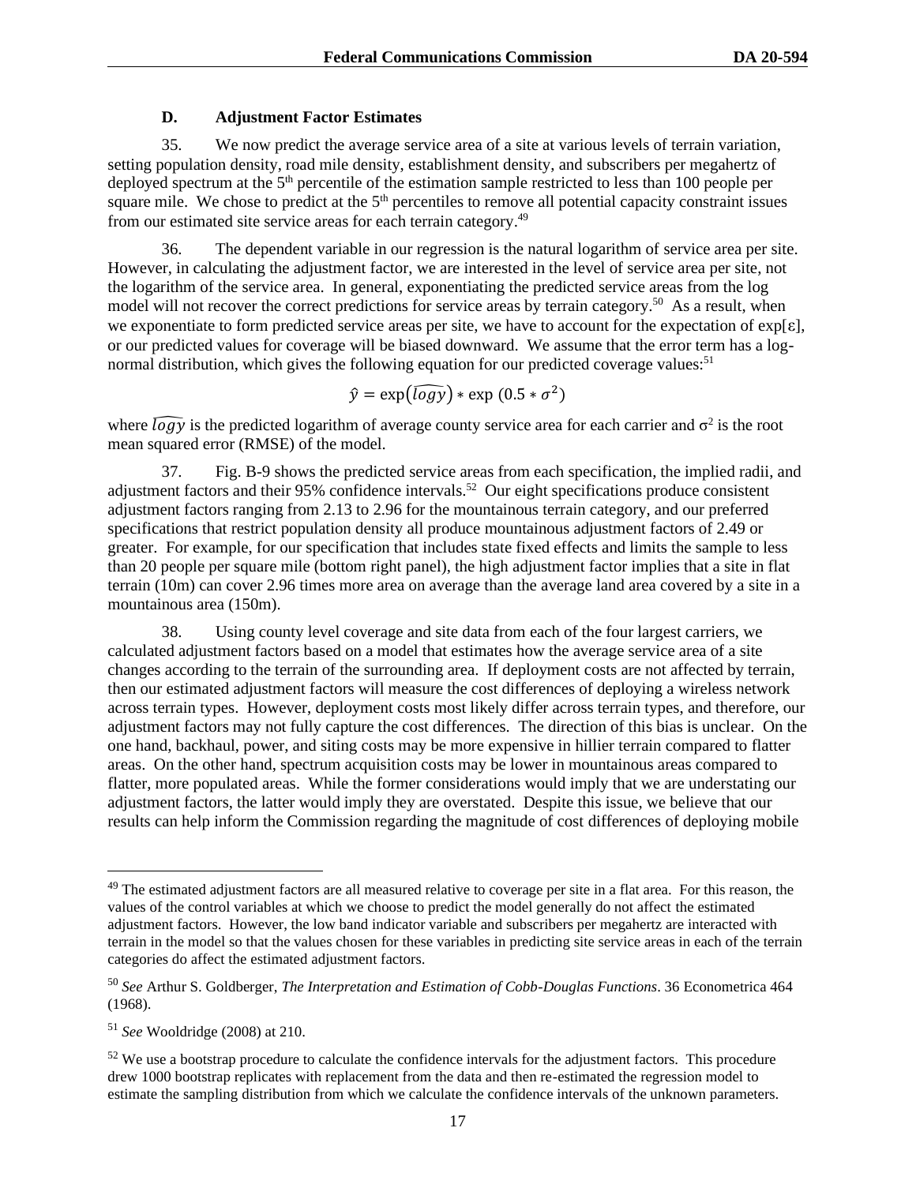### D. Adjustment Factor Estimates

35. We now predict the average service area of a site at various levels of terrain variation, setting population density, road mile density, establishment density, and subscribers per megahertz of deployed spectrum at the 5th percentile of the estimation sample restricted to less than 100 people per square mile. We chose to predict at the 5th percentiles to remove all potential capacity constraint issues from our estimated site service areas for each terrain category.[49]

36. The dependent variable in our regression is the natural logarithm of service area per site. However, in calculating the adjustment factor, we are interested in the level of service area per site, not the logarithm of the service area. In general, exponentiating the predicted service areas from the log model will not recover the correct predictions for service areas by terrain category.[50] As a result, when we exponentiate to form predicted service areas per site, we have to account for the expectation of exp[ε], or our predicted values for coverage will be biased downward. We assume that the error term has a log-normal distribution, which gives the following equation for our predicted coverage values:[51]

$$\hat{y} = \exp(\widehat{logy}) * \exp(0.5 * \sigma^2)$$

where $\widehat{logy}$ is the predicted logarithm of average county service area for each carrier and $\sigma^2$ is the root mean squared error (RMSE) of the model.

37. Fig. B-9 shows the predicted service areas from each specification, the implied radii, and adjustment factors and their 95% confidence intervals.[52] Our eight specifications produce consistent adjustment factors ranging from 2.13 to 2.96 for the mountainous terrain category, and our preferred specifications that restrict population density all produce mountainous adjustment factors of 2.49 or greater. For example, for our specification that includes state fixed effects and limits the sample to less than 20 people per square mile (bottom right panel), the high adjustment factor implies that a site in flat terrain (10m) can cover 2.96 times more area on average than the average land area covered by a site in a mountainous area (150m).

38. Using county level coverage and site data from each of the four largest carriers, we calculated adjustment factors based on a model that estimates how the average service area of a site changes according to the terrain of the surrounding area. If deployment costs are not affected by terrain, then our estimated adjustment factors will measure the cost differences of deploying a wireless network across terrain types. However, deployment costs most likely differ across terrain types, and therefore, our adjustment factors may not fully capture the cost differences. The direction of this bias is unclear. On the one hand, backhaul, power, and siting costs may be more expensive in hillier terrain compared to flatter areas. On the other hand, spectrum acquisition costs may be lower in mountainous areas compared to flatter, more populated areas. While the former considerations would imply that we are understating our adjustment factors, the latter would imply they are overstated. Despite this issue, we believe that our results can help inform the Commission regarding the magnitude of cost differences of deploying mobile

---

[49] The estimated adjustment factors are all measured relative to coverage per site in a flat area. For this reason, the values of the control variables at which we choose to predict the model generally do not affect the estimated adjustment factors. However, the low band indicator variable and subscribers per megahertz are interacted with terrain in the model so that the values chosen for these variables in predicting site service areas in each of the terrain categories do affect the estimated adjustment factors.

[50] *See* Arthur S. Goldberger, *The Interpretation and Estimation of Cobb-Douglas Functions*. 36 Econometrica 464 (1968).

[51] *See* Wooldridge (2008) at 210.

[52] We use a bootstrap procedure to calculate the confidence intervals for the adjustment factors. This procedure drew 1000 bootstrap replicates with replacement from the data and then re-estimated the regression model to estimate the sampling distribution from which we calculate the confidence intervals of the unknown parameters.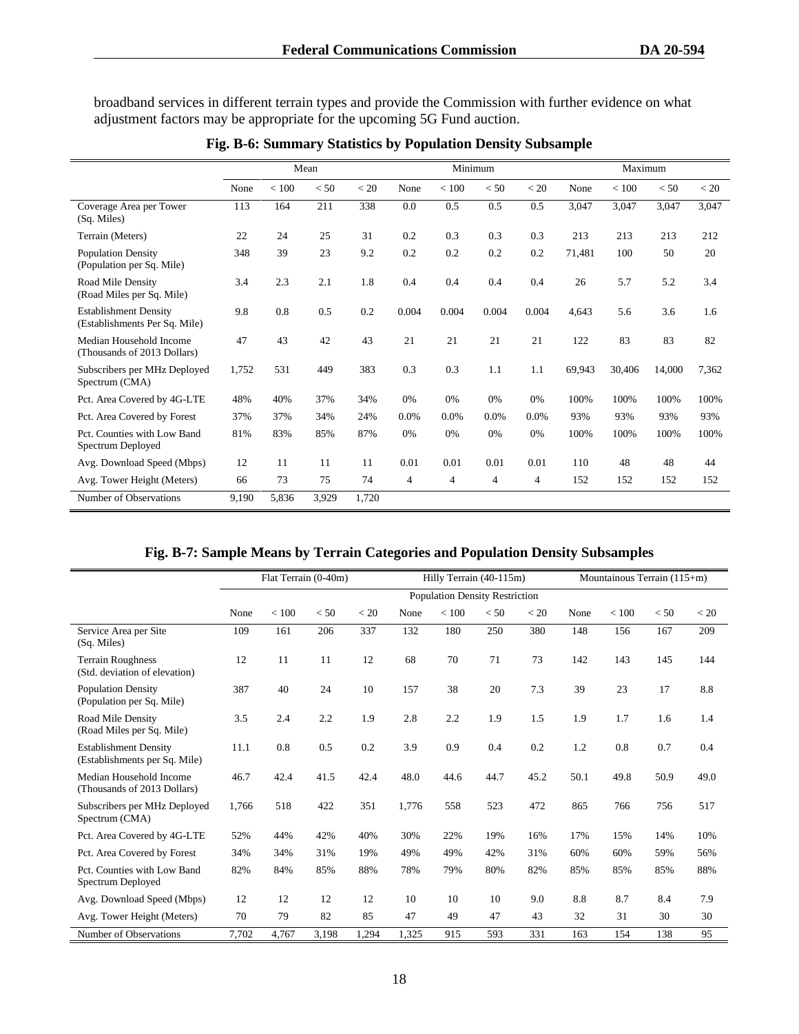broadband services in different terrain types and provide the Commission with further evidence on what adjustment factors may be appropriate for the upcoming 5G Fund auction.

**Fig. B-6: Summary Statistics by Population Density Subsample**

| | Mean | | | | Minimum | | | | Maximum | | | |
|---|---|---|---|---|---|---|---|---|---|---|---|---|
| | None | < 100 | < 50 | < 20 | None | < 100 | < 50 | < 20 | None | < 100 | < 50 | < 20 |
| Coverage Area per Tower (Sq. Miles) | 113 | 164 | 211 | 338 | 0.0 | 0.5 | 0.5 | 0.5 | 3,047 | 3,047 | 3,047 | 3,047 |
| Terrain (Meters) | 22 | 24 | 25 | 31 | 0.2 | 0.3 | 0.3 | 0.3 | 213 | 213 | 213 | 212 |
| Population Density (Population per Sq. Mile) | 348 | 39 | 23 | 9.2 | 0.2 | 0.2 | 0.2 | 0.2 | 71,481 | 100 | 50 | 20 |
| Road Mile Density (Road Miles per Sq. Mile) | 3.4 | 2.3 | 2.1 | 1.8 | 0.4 | 0.4 | 0.4 | 0.4 | 26 | 5.7 | 5.2 | 3.4 |
| Establishment Density (Establishments Per Sq. Mile) | 9.8 | 0.8 | 0.5 | 0.2 | 0.004 | 0.004 | 0.004 | 0.004 | 4,643 | 5.6 | 3.6 | 1.6 |
| Median Household Income (Thousands of 2013 Dollars) | 47 | 43 | 42 | 43 | 21 | 21 | 21 | 21 | 122 | 83 | 83 | 82 |
| Subscribers per MHz Deployed Spectrum (CMA) | 1,752 | 531 | 449 | 383 | 0.3 | 0.3 | 1.1 | 1.1 | 69,943 | 30,406 | 14,000 | 7,362 |
| Pct. Area Covered by 4G-LTE | 48% | 40% | 37% | 34% | 0% | 0% | 0% | 0% | 100% | 100% | 100% | 100% |
| Pct. Area Covered by Forest | 37% | 37% | 34% | 24% | 0.0% | 0.0% | 0.0% | 0.0% | 93% | 93% | 93% | 93% |
| Pct. Counties with Low Band Spectrum Deployed | 81% | 83% | 85% | 87% | 0% | 0% | 0% | 0% | 100% | 100% | 100% | 100% |
| Avg. Download Speed (Mbps) | 12 | 11 | 11 | 11 | 0.01 | 0.01 | 0.01 | 0.01 | 110 | 48 | 48 | 44 |
| Avg. Tower Height (Meters) | 66 | 73 | 75 | 74 | 4 | 4 | 4 | 4 | 152 | 152 | 152 | 152 |
| Number of Observations | 9,190 | 5,836 | 3,929 | 1,720 | | | | | | | | |

**Fig. B-7: Sample Means by Terrain Categories and Population Density Subsamples**

| | Flat Terrain (0-40m) | | | | Hilly Terrain (40-115m) | | | | Mountainous Terrain (115+m) | | | |
|---|---|---|---|---|---|---|---|---|---|---|---|---|
| | Population Density Restriction | | | | | | | | | | | |
| | None | < 100 | < 50 | < 20 | None | < 100 | < 50 | < 20 | None | < 100 | < 50 | < 20 |
| Service Area per Site (Sq. Miles) | 109 | 161 | 206 | 337 | 132 | 180 | 250 | 380 | 148 | 156 | 167 | 209 |
| Terrain Roughness (Std. deviation of elevation) | 12 | 11 | 11 | 12 | 68 | 70 | 71 | 73 | 142 | 143 | 145 | 144 |
| Population Density (Population per Sq. Mile) | 387 | 40 | 24 | 10 | 157 | 38 | 20 | 7.3 | 39 | 23 | 17 | 8.8 |
| Road Mile Density (Road Miles per Sq. Mile) | 3.5 | 2.4 | 2.2 | 1.9 | 2.8 | 2.2 | 1.9 | 1.5 | 1.9 | 1.7 | 1.6 | 1.4 |
| Establishment Density (Establishments per Sq. Mile) | 11.1 | 0.8 | 0.5 | 0.2 | 3.9 | 0.9 | 0.4 | 0.2 | 1.2 | 0.8 | 0.7 | 0.4 |
| Median Household Income (Thousands of 2013 Dollars) | 46.7 | 42.4 | 41.5 | 42.4 | 48.0 | 44.6 | 44.7 | 45.2 | 50.1 | 49.8 | 50.9 | 49.0 |
| Subscribers per MHz Deployed Spectrum (CMA) | 1,766 | 518 | 422 | 351 | 1,776 | 558 | 523 | 472 | 865 | 766 | 756 | 517 |
| Pct. Area Covered by 4G-LTE | 52% | 44% | 42% | 40% | 30% | 22% | 19% | 16% | 17% | 15% | 14% | 10% |
| Pct. Area Covered by Forest | 34% | 34% | 31% | 19% | 49% | 49% | 42% | 31% | 60% | 60% | 59% | 56% |
| Pct. Counties with Low Band Spectrum Deployed | 82% | 84% | 85% | 88% | 78% | 79% | 80% | 82% | 85% | 85% | 85% | 88% |
| Avg. Download Speed (Mbps) | 12 | 12 | 12 | 12 | 10 | 10 | 10 | 9.0 | 8.8 | 8.7 | 8.4 | 7.9 |
| Avg. Tower Height (Meters) | 70 | 79 | 82 | 85 | 47 | 49 | 47 | 43 | 32 | 31 | 30 | 30 |
| Number of Observations | 7,702 | 4,767 | 3,198 | 1,294 | 1,325 | 915 | 593 | 331 | 163 | 154 | 138 | 95 |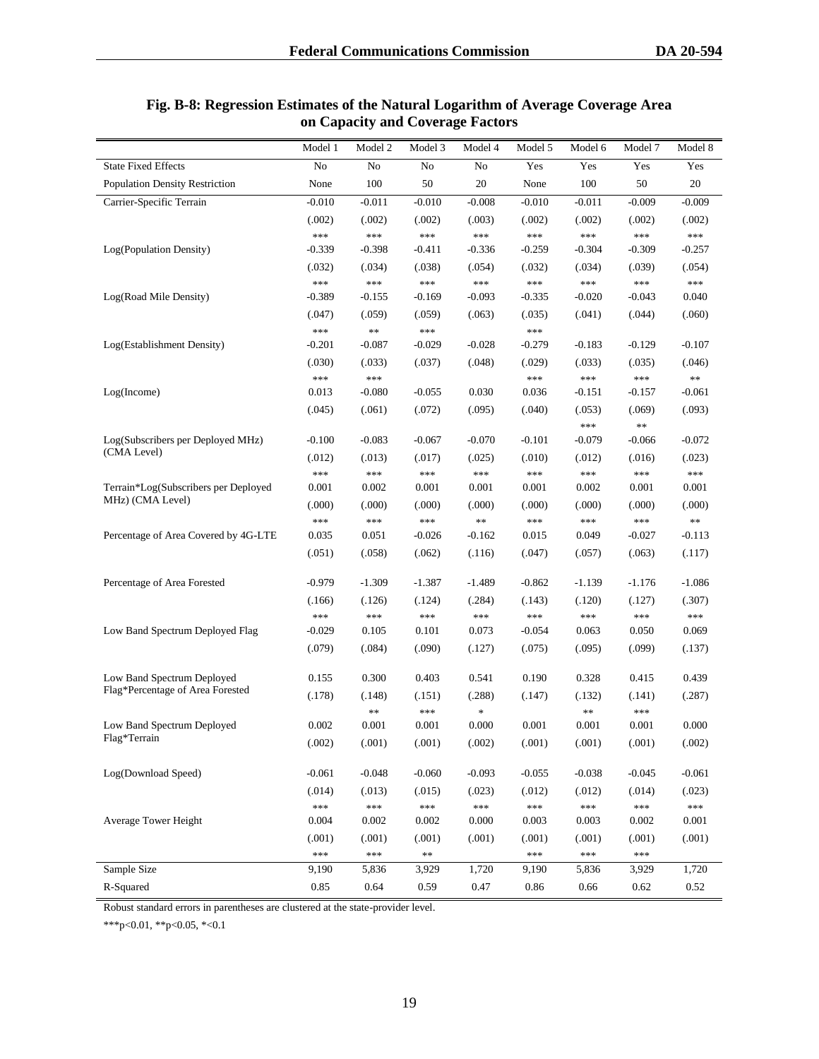**Fig. B-8: Regression Estimates of the Natural Logarithm of Average Coverage Area on Capacity and Coverage Factors**

| | Model 1 | Model 2 | Model 3 | Model 4 | Model 5 | Model 6 | Model 7 | Model 8 |
|---|---|---|---|---|---|---|---|---|
| State Fixed Effects | No | No | No | No | Yes | Yes | Yes | Yes |
| Population Density Restriction | None | 100 | 50 | 20 | None | 100 | 50 | 20 |
| Carrier-Specific Terrain | -0.010 | -0.011 | -0.010 | -0.008 | -0.010 | -0.011 | -0.009 | -0.009 |
| | (.002) | (.002) | (.002) | (.003) | (.002) | (.002) | (.002) | (.002) |
| | *** | *** | *** | *** | *** | *** | *** | *** |
| Log(Population Density) | -0.339 | -0.398 | -0.411 | -0.336 | -0.259 | -0.304 | -0.309 | -0.257 |
| | (.032) | (.034) | (.038) | (.054) | (.032) | (.034) | (.039) | (.054) |
| | *** | *** | *** | *** | *** | *** | *** | *** |
| Log(Road Mile Density) | -0.389 | -0.155 | -0.169 | -0.093 | -0.335 | -0.020 | -0.043 | 0.040 |
| | (.047) | (.059) | (.059) | (.063) | (.035) | (.041) | (.044) | (.060) |
| | *** | ** | *** | | *** | | | |
| Log(Establishment Density) | -0.201 | -0.087 | -0.029 | -0.028 | -0.279 | -0.183 | -0.129 | -0.107 |
| | (.030) | (.033) | (.037) | (.048) | (.029) | (.033) | (.035) | (.046) |
| | *** | *** | | | *** | *** | *** | ** |
| Log(Income) | 0.013 | -0.080 | -0.055 | 0.030 | 0.036 | -0.151 | -0.157 | -0.061 |
| | (.045) | (.061) | (.072) | (.095) | (.040) | (.053) | (.069) | (.093) |
| | | | | | | *** | ** | |
| Log(Subscribers per Deployed MHz) (CMA Level) | -0.100 | -0.083 | -0.067 | -0.070 | -0.101 | -0.079 | -0.066 | -0.072 |
| | (.012) | (.013) | (.017) | (.025) | (.010) | (.012) | (.016) | (.023) |
| | *** | *** | *** | *** | *** | *** | *** | *** |
| Terrain*Log(Subscribers per Deployed MHz) (CMA Level) | 0.001 | 0.002 | 0.001 | 0.001 | 0.001 | 0.002 | 0.001 | 0.001 |
| | (.000) | (.000) | (.000) | (.000) | (.000) | (.000) | (.000) | (.000) |
| | *** | *** | *** | ** | *** | *** | *** | ** |
| Percentage of Area Covered by 4G-LTE | 0.035 | 0.051 | -0.026 | -0.162 | 0.015 | 0.049 | -0.027 | -0.113 |
| | (.051) | (.058) | (.062) | (.116) | (.047) | (.057) | (.063) | (.117) |
| Percentage of Area Forested | -0.979 | -1.309 | -1.387 | -1.489 | -0.862 | -1.139 | -1.176 | -1.086 |
| | (.166) | (.126) | (.124) | (.284) | (.143) | (.120) | (.127) | (.307) |
| | *** | *** | *** | *** | *** | *** | *** | *** |
| Low Band Spectrum Deployed Flag | -0.029 | 0.105 | 0.101 | 0.073 | -0.054 | 0.063 | 0.050 | 0.069 |
| | (.079) | (.084) | (.090) | (.127) | (.075) | (.095) | (.099) | (.137) |
| Low Band Spectrum Deployed Flag*Percentage of Area Forested | 0.155 | 0.300 | 0.403 | 0.541 | 0.190 | 0.328 | 0.415 | 0.439 |
| | (.178) | (.148) | (.151) | (.288) | (.147) | (.132) | (.141) | (.287) |
| | | ** | *** | * | | ** | *** | |
| Low Band Spectrum Deployed Flag*Terrain | 0.002 | 0.001 | 0.001 | 0.000 | 0.001 | 0.001 | 0.001 | 0.000 |
| | (.002) | (.001) | (.001) | (.002) | (.001) | (.001) | (.001) | (.002) |
| Log(Download Speed) | -0.061 | -0.048 | -0.060 | -0.093 | -0.055 | -0.038 | -0.045 | -0.061 |
| | (.014) | (.013) | (.015) | (.023) | (.012) | (.012) | (.014) | (.023) |
| | *** | *** | *** | *** | *** | *** | *** | *** |
| Average Tower Height | 0.004 | 0.002 | 0.002 | 0.000 | 0.003 | 0.003 | 0.002 | 0.001 |
| | (.001) | (.001) | (.001) | (.001) | (.001) | (.001) | (.001) | (.001) |
| | *** | *** | ** | | *** | *** | *** | |
| Sample Size | 9,190 | 5,836 | 3,929 | 1,720 | 9,190 | 5,836 | 3,929 | 1,720 |
| R-Squared | 0.85 | 0.64 | 0.59 | 0.47 | 0.86 | 0.66 | 0.62 | 0.52 |

Robust standard errors in parentheses are clustered at the state-provider level.

***p<0.01, **p<0.05, *<0.1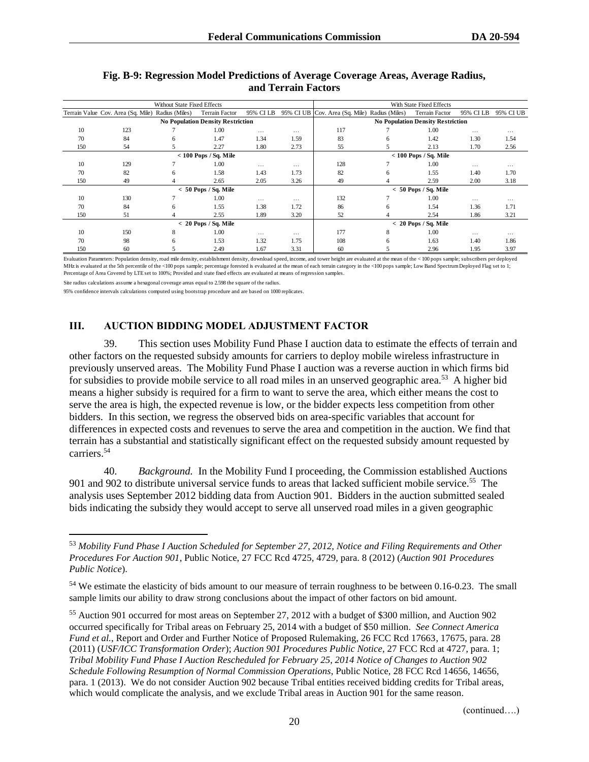**Fig. B-9: Regression Model Predictions of Average Coverage Areas, Average Radius, and Terrain Factors**

| | Without State Fixed Effects | | | | | With State Fixed Effects | | | | |
|---|---|---|---|---|---|---|---|---|---|---|
| Terrain Value | Cov. Area (Sq. Mile) | Radius (Miles) | Terrain Factor | 95% CI LB | 95% CI UB | Cov. Area (Sq. Mile) | Radius (Miles) | Terrain Factor | 95% CI LB | 95% CI UB |
| | **No Population Density Restriction** | | | | | **No Population Density Restriction** | | | | |
| 10 | 123 | 7 | 1.00 | … | … | 117 | 7 | 1.00 | … | … |
| 70 | 84 | 6 | 1.47 | 1.34 | 1.59 | 83 | 6 | 1.42 | 1.30 | 1.54 |
| 150 | 54 | 5 | 2.27 | 1.80 | 2.73 | 55 | 5 | 2.13 | 1.70 | 2.56 |
| | **< 100 Pops / Sq. Mile** | | | | | **< 100 Pops / Sq. Mile** | | | | |
| 10 | 129 | 7 | 1.00 | … | … | 128 | 7 | 1.00 | … | … |
| 70 | 82 | 6 | 1.58 | 1.43 | 1.73 | 82 | 6 | 1.55 | 1.40 | 1.70 |
| 150 | 49 | 4 | 2.65 | 2.05 | 3.26 | 49 | 4 | 2.59 | 2.00 | 3.18 |
| | **< 50 Pops / Sq. Mile** | | | | | **< 50 Pops / Sq. Mile** | | | | |
| 10 | 130 | 7 | 1.00 | … | … | 132 | 7 | 1.00 | … | … |
| 70 | 84 | 6 | 1.55 | 1.38 | 1.72 | 86 | 6 | 1.54 | 1.36 | 1.71 |
| 150 | 51 | 4 | 2.55 | 1.89 | 3.20 | 52 | 4 | 2.54 | 1.86 | 3.21 |
| | **< 20 Pops / Sq. Mile** | | | | | **< 20 Pops / Sq. Mile** | | | | |
| 10 | 150 | 8 | 1.00 | … | … | 177 | 8 | 1.00 | … | … |
| 70 | 98 | 6 | 1.53 | 1.32 | 1.75 | 108 | 6 | 1.63 | 1.40 | 1.86 |
| 150 | 60 | 5 | 2.49 | 1.67 | 3.31 | 60 | 5 | 2.96 | 1.95 | 3.97 |

Evaluation Parameters: Population density, road mile density, establishment density, download speed, income, and tower height are evaluated at the mean of the < 100 pops sample; subscribers per deployed MHz is evaluated at the 5th percentile of the <100 pops sample; percentage forested is evaluated at the mean of each terrain category in the <100 pops sample; Low Band Spectrum Deployed Flag set to 1; Percentage of Area Covered by LTE set to 100%; Provided and state fixed effects are evaluated at means of regression samples.

Site radius calculations assume a hexagonal coverage areas equal to 2.598 the square of the radius.

95% confidence intervals calculations computed using bootstrap procedure and are based on 1000 replicates.

## III. AUCTION BIDDING MODEL ADJUSTMENT FACTOR

39. This section uses Mobility Fund Phase I auction data to estimate the effects of terrain and other factors on the requested subsidy amounts for carriers to deploy mobile wireless infrastructure in previously unserved areas. The Mobility Fund Phase I auction was a reverse auction in which firms bid for subsidies to provide mobile service to all road miles in an unserved geographic area.[53] A higher bid means a higher subsidy is required for a firm to want to serve the area, which either means the cost to serve the area is high, the expected revenue is low, or the bidder expects less competition from other bidders. In this section, we regress the observed bids on area-specific variables that account for differences in expected costs and revenues to serve the area and competition in the auction. We find that terrain has a substantial and statistically significant effect on the requested subsidy amount requested by carriers.[54]

40. *Background.* In the Mobility Fund I proceeding, the Commission established Auctions 901 and 902 to distribute universal service funds to areas that lacked sufficient mobile service.[55] The analysis uses September 2012 bidding data from Auction 901. Bidders in the auction submitted sealed bids indicating the subsidy they would accept to serve all unserved road miles in a given geographic

---

[53] *Mobility Fund Phase I Auction Scheduled for September 27, 2012, Notice and Filing Requirements and Other Procedures For Auction 901*, Public Notice, 27 FCC Rcd 4725, 4729, para. 8 (2012) (*Auction 901 Procedures Public Notice*).

[54] We estimate the elasticity of bids amount to our measure of terrain roughness to be between 0.16-0.23. The small sample limits our ability to draw strong conclusions about the impact of other factors on bid amount.

[55] Auction 901 occurred for most areas on September 27, 2012 with a budget of $300 million, and Auction 902 occurred specifically for Tribal areas on February 25, 2014 with a budget of $50 million. *See Connect America Fund et al.*, Report and Order and Further Notice of Proposed Rulemaking, 26 FCC Rcd 17663, 17675, para. 28 (2011) (*USF/ICC Transformation Order*); *Auction 901 Procedures Public Notice*, 27 FCC Rcd at 4727, para. 1; *Tribal Mobility Fund Phase I Auction Rescheduled for February 25, 2014 Notice of Changes to Auction 902 Schedule Following Resumption of Normal Commission Operations*, Public Notice, 28 FCC Rcd 14656, 14656, para. 1 (2013). We do not consider Auction 902 because Tribal entities received bidding credits for Tribal areas, which would complicate the analysis, and we exclude Tribal areas in Auction 901 for the same reason.

(continued….)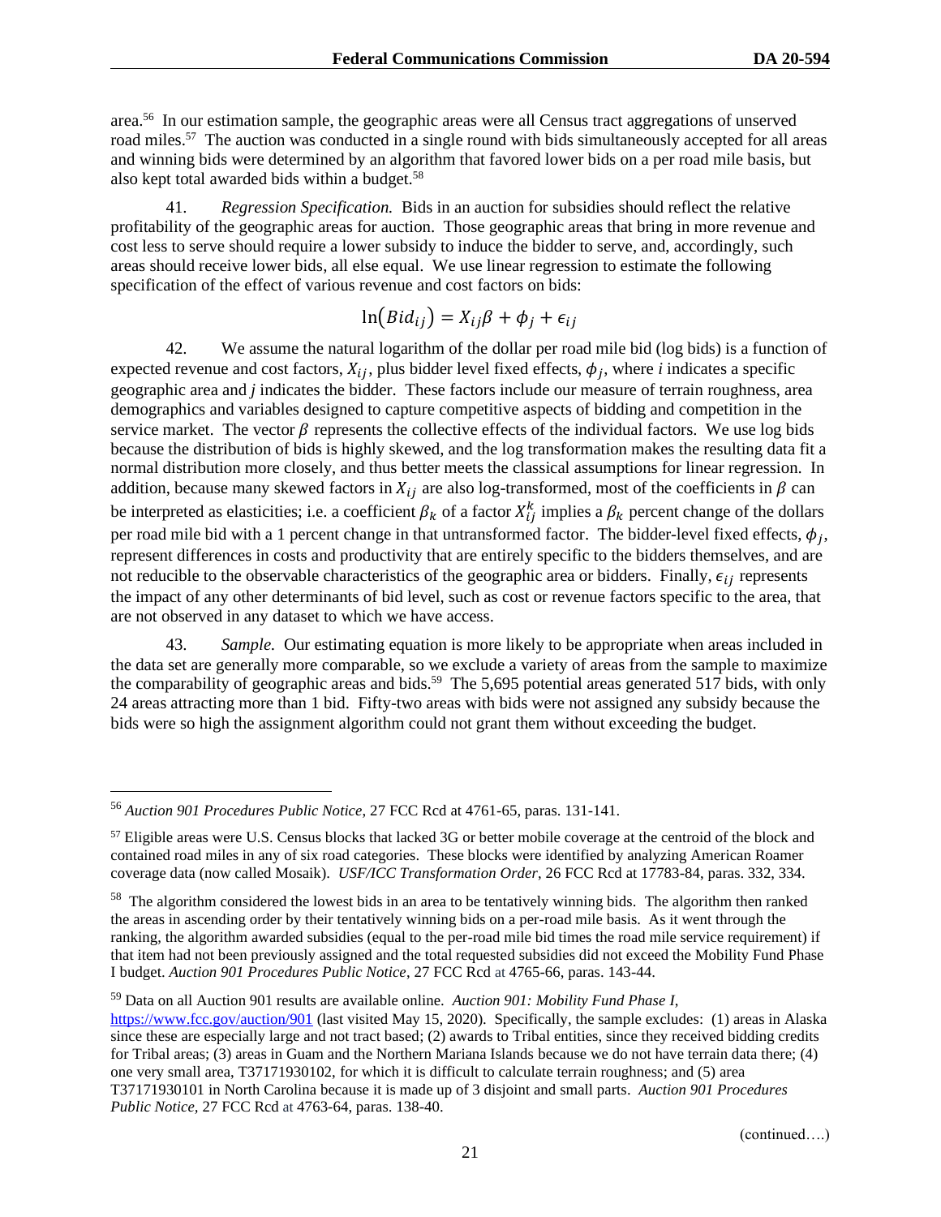area.[56] In our estimation sample, the geographic areas were all Census tract aggregations of unserved road miles.[57] The auction was conducted in a single round with bids simultaneously accepted for all areas and winning bids were determined by an algorithm that favored lower bids on a per road mile basis, but also kept total awarded bids within a budget.[58]

41. *Regression Specification.* Bids in an auction for subsidies should reflect the relative profitability of the geographic areas for auction. Those geographic areas that bring in more revenue and cost less to serve should require a lower subsidy to induce the bidder to serve, and, accordingly, such areas should receive lower bids, all else equal. We use linear regression to estimate the following specification of the effect of various revenue and cost factors on bids:

$$\ln(Bid_{ij}) = X_{ij}\beta + \phi_j + \epsilon_{ij}$$

42. We assume the natural logarithm of the dollar per road mile bid (log bids) is a function of expected revenue and cost factors, $X_{ij}$, plus bidder level fixed effects, $\phi_j$, where *i* indicates a specific geographic area and *j* indicates the bidder. These factors include our measure of terrain roughness, area demographics and variables designed to capture competitive aspects of bidding and competition in the service market. The vector $\beta$ represents the collective effects of the individual factors. We use log bids because the distribution of bids is highly skewed, and the log transformation makes the resulting data fit a normal distribution more closely, and thus better meets the classical assumptions for linear regression. In addition, because many skewed factors in $X_{ij}$ are also log-transformed, most of the coefficients in $\beta$ can be interpreted as elasticities; i.e. a coefficient $\beta_k$ of a factor $X_{ij}^k$ implies a $\beta_k$ percent change of the dollars per road mile bid with a 1 percent change in that untransformed factor. The bidder-level fixed effects, $\phi_j$, represent differences in costs and productivity that are entirely specific to the bidders themselves, and are not reducible to the observable characteristics of the geographic area or bidders. Finally, $\epsilon_{ij}$ represents the impact of any other determinants of bid level, such as cost or revenue factors specific to the area, that are not observed in any dataset to which we have access.

43. *Sample.* Our estimating equation is more likely to be appropriate when areas included in the data set are generally more comparable, so we exclude a variety of areas from the sample to maximize the comparability of geographic areas and bids.[59] The 5,695 potential areas generated 517 bids, with only 24 areas attracting more than 1 bid. Fifty-two areas with bids were not assigned any subsidy because the bids were so high the assignment algorithm could not grant them without exceeding the budget.

---

[56] *Auction 901 Procedures Public Notice*, 27 FCC Rcd at 4761-65, paras. 131-141.

[57] Eligible areas were U.S. Census blocks that lacked 3G or better mobile coverage at the centroid of the block and contained road miles in any of six road categories. These blocks were identified by analyzing American Roamer coverage data (now called Mosaik). *USF/ICC Transformation Order*, 26 FCC Rcd at 17783-84, paras. 332, 334.

[58] The algorithm considered the lowest bids in an area to be tentatively winning bids. The algorithm then ranked the areas in ascending order by their tentatively winning bids on a per-road mile basis. As it went through the ranking, the algorithm awarded subsidies (equal to the per-road mile bid times the road mile service requirement) if that item had not been previously assigned and the total requested subsidies did not exceed the Mobility Fund Phase I budget. *Auction 901 Procedures Public Notice*, 27 FCC Rcd at 4765-66, paras. 143-44.

[59] Data on all Auction 901 results are available online. *Auction 901: Mobility Fund Phase I*, https://www.fcc.gov/auction/901 (last visited May 15, 2020). Specifically, the sample excludes: (1) areas in Alaska since these are especially large and not tract based; (2) awards to Tribal entities, since they received bidding credits for Tribal areas; (3) areas in Guam and the Northern Mariana Islands because we do not have terrain data there; (4) one very small area, T37171930102, for which it is difficult to calculate terrain roughness; and (5) area T37171930101 in North Carolina because it is made up of 3 disjoint and small parts. *Auction 901 Procedures Public Notice*, 27 FCC Rcd at 4763-64, paras. 138-40.

(continued….)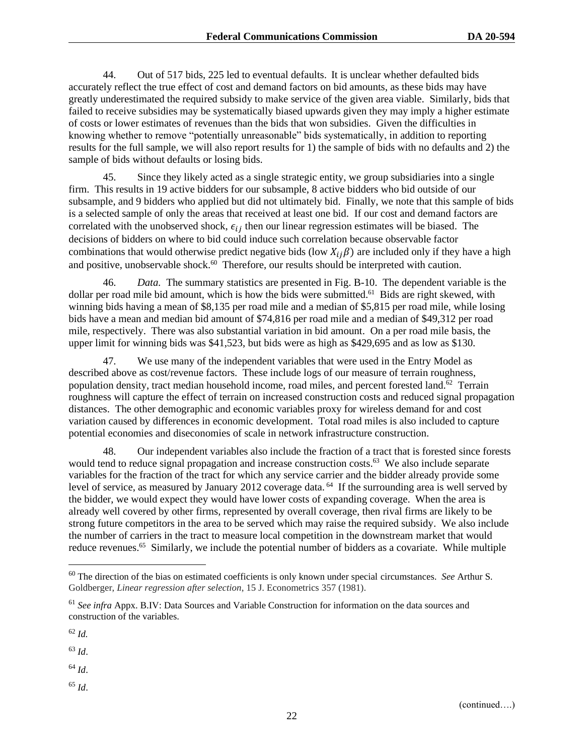44. Out of 517 bids, 225 led to eventual defaults. It is unclear whether defaulted bids accurately reflect the true effect of cost and demand factors on bid amounts, as these bids may have greatly underestimated the required subsidy to make service of the given area viable. Similarly, bids that failed to receive subsidies may be systematically biased upwards given they may imply a higher estimate of costs or lower estimates of revenues than the bids that won subsidies. Given the difficulties in knowing whether to remove "potentially unreasonable" bids systematically, in addition to reporting results for the full sample, we will also report results for 1) the sample of bids with no defaults and 2) the sample of bids without defaults or losing bids.

45. Since they likely acted as a single strategic entity, we group subsidiaries into a single firm. This results in 19 active bidders for our subsample, 8 active bidders who bid outside of our subsample, and 9 bidders who applied but did not ultimately bid. Finally, we note that this sample of bids is a selected sample of only the areas that received at least one bid. If our cost and demand factors are correlated with the unobserved shock, $\epsilon_{ij}$ then our linear regression estimates will be biased. The decisions of bidders on where to bid could induce such correlation because observable factor combinations that would otherwise predict negative bids (low $X_{ij}\beta$) are included only if they have a high and positive, unobservable shock.[60] Therefore, our results should be interpreted with caution.

46. *Data.* The summary statistics are presented in Fig. B-10. The dependent variable is the dollar per road mile bid amount, which is how the bids were submitted.[61] Bids are right skewed, with winning bids having a mean of $8,135 per road mile and a median of $5,815 per road mile, while losing bids have a mean and median bid amount of $74,816 per road mile and a median of $49,312 per road mile, respectively. There was also substantial variation in bid amount. On a per road mile basis, the upper limit for winning bids was $41,523, but bids were as high as $429,695 and as low as $130.

47. We use many of the independent variables that were used in the Entry Model as described above as cost/revenue factors. These include logs of our measure of terrain roughness, population density, tract median household income, road miles, and percent forested land.[62] Terrain roughness will capture the effect of terrain on increased construction costs and reduced signal propagation distances. The other demographic and economic variables proxy for wireless demand for and cost variation caused by differences in economic development. Total road miles is also included to capture potential economies and diseconomies of scale in network infrastructure construction.

48. Our independent variables also include the fraction of a tract that is forested since forests would tend to reduce signal propagation and increase construction costs.[63] We also include separate variables for the fraction of the tract for which any service carrier and the bidder already provide some level of service, as measured by January 2012 coverage data.[64] If the surrounding area is well served by the bidder, we would expect they would have lower costs of expanding coverage. When the area is already well covered by other firms, represented by overall coverage, then rival firms are likely to be strong future competitors in the area to be served which may raise the required subsidy. We also include the number of carriers in the tract to measure local competition in the downstream market that would reduce revenues.[65] Similarly, we include the potential number of bidders as a covariate. While multiple

---

[60] The direction of the bias on estimated coefficients is only known under special circumstances. *See* Arthur S. Goldberger, *Linear regression after selection*, 15 J. Econometrics 357 (1981).

[61] *See infra* Appx. B.IV: Data Sources and Variable Construction for information on the data sources and construction of the variables.

[62] *Id.*

[63] *Id*.

[64] *Id*.

[65] *Id*.

(continued….)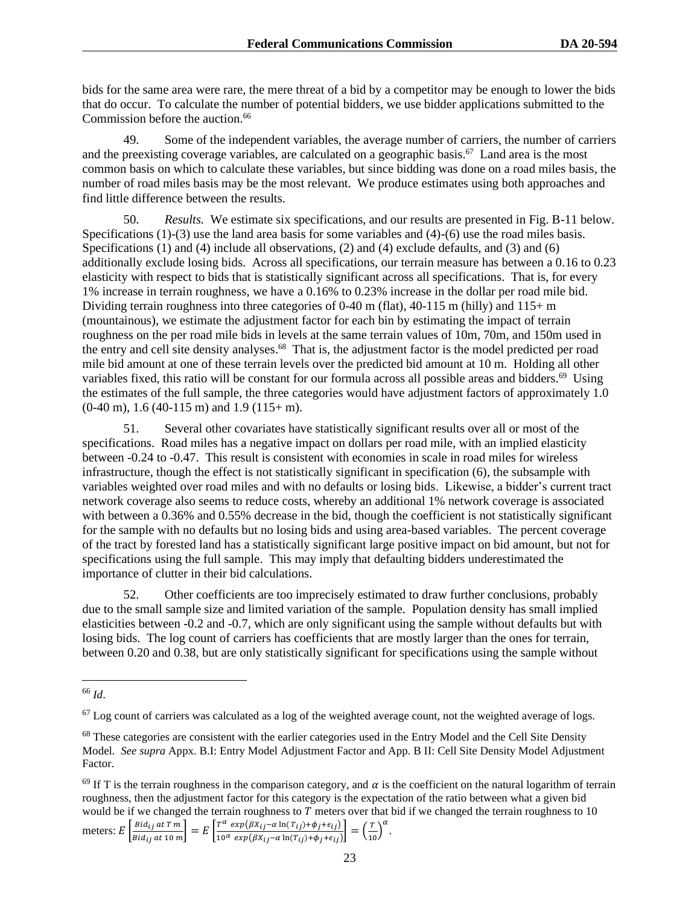bids for the same area were rare, the mere threat of a bid by a competitor may be enough to lower the bids that do occur. To calculate the number of potential bidders, we use bidder applications submitted to the Commission before the auction.[66]

49. Some of the independent variables, the average number of carriers, the number of carriers and the preexisting coverage variables, are calculated on a geographic basis.[67] Land area is the most common basis on which to calculate these variables, but since bidding was done on a road miles basis, the number of road miles basis may be the most relevant. We produce estimates using both approaches and find little difference between the results.

50. *Results.* We estimate six specifications, and our results are presented in Fig. B-11 below. Specifications (1)-(3) use the land area basis for some variables and (4)-(6) use the road miles basis. Specifications (1) and (4) include all observations, (2) and (4) exclude defaults, and (3) and (6) additionally exclude losing bids. Across all specifications, our terrain measure has between a 0.16 to 0.23 elasticity with respect to bids that is statistically significant across all specifications. That is, for every 1% increase in terrain roughness, we have a 0.16% to 0.23% increase in the dollar per road mile bid. Dividing terrain roughness into three categories of 0-40 m (flat), 40-115 m (hilly) and 115+ m (mountainous), we estimate the adjustment factor for each bin by estimating the impact of terrain roughness on the per road mile bids in levels at the same terrain values of 10m, 70m, and 150m used in the entry and cell site density analyses.[68] That is, the adjustment factor is the model predicted per road mile bid amount at one of these terrain levels over the predicted bid amount at 10 m. Holding all other variables fixed, this ratio will be constant for our formula across all possible areas and bidders.[69] Using the estimates of the full sample, the three categories would have adjustment factors of approximately 1.0 (0-40 m), 1.6 (40-115 m) and 1.9 (115+ m).

51. Several other covariates have statistically significant results over all or most of the specifications. Road miles has a negative impact on dollars per road mile, with an implied elasticity between -0.24 to -0.47. This result is consistent with economies in scale in road miles for wireless infrastructure, though the effect is not statistically significant in specification (6), the subsample with variables weighted over road miles and with no defaults or losing bids. Likewise, a bidder's current tract network coverage also seems to reduce costs, whereby an additional 1% network coverage is associated with between a 0.36% and 0.55% decrease in the bid, though the coefficient is not statistically significant for the sample with no defaults but no losing bids and using area-based variables. The percent coverage of the tract by forested land has a statistically significant large positive impact on bid amount, but not for specifications using the full sample. This may imply that defaulting bidders underestimated the importance of clutter in their bid calculations.

52. Other coefficients are too imprecisely estimated to draw further conclusions, probably due to the small sample size and limited variation of the sample. Population density has small implied elasticities between -0.2 and -0.7, which are only significant using the sample without defaults but with losing bids. The log count of carriers has coefficients that are mostly larger than the ones for terrain, between 0.20 and 0.38, but are only statistically significant for specifications using the sample without

---

[66] *Id*.

[67] Log count of carriers was calculated as a log of the weighted average count, not the weighted average of logs.

[68] These categories are consistent with the earlier categories used in the Entry Model and the Cell Site Density Model. *See supra* Appx. B.I: Entry Model Adjustment Factor and App. B II: Cell Site Density Model Adjustment Factor.

[69] If T is the terrain roughness in the comparison category, and $\alpha$ is the coefficient on the natural logarithm of terrain roughness, then the adjustment factor for this category is the expectation of the ratio between what a given bid would be if we changed the terrain roughness to $T$ meters over that bid if we changed the terrain roughness to 10 meters: $E\left[\frac{Bid_{ij}\ at\ T\ m}{Bid_{ij}\ at\ 10\ m}\right] = E\left[\frac{T^{\alpha}\ exp(\beta X_{ij} - \alpha \ln(T_{ij}) + \phi_j + \epsilon_{ij})}{10^{\alpha}\ exp(\beta X_{ij} - \alpha \ln(T_{ij}) + \phi_j + \epsilon_{ij})}\right] = \left(\frac{T}{10}\right)^{\alpha}$.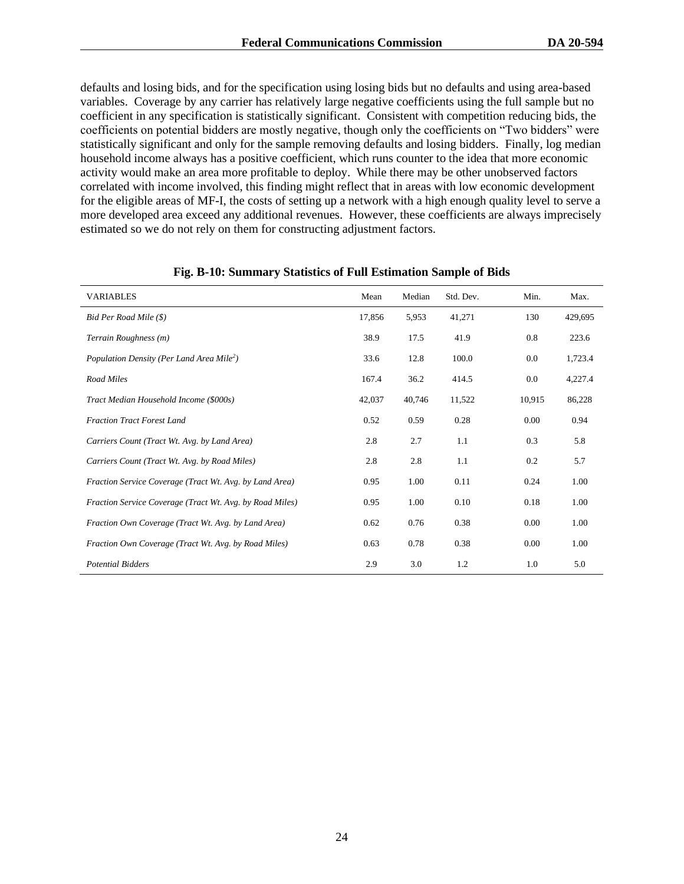defaults and losing bids, and for the specification using losing bids but no defaults and using area-based variables. Coverage by any carrier has relatively large negative coefficients using the full sample but no coefficient in any specification is statistically significant. Consistent with competition reducing bids, the coefficients on potential bidders are mostly negative, though only the coefficients on "Two bidders" were statistically significant and only for the sample removing defaults and losing bidders. Finally, log median household income always has a positive coefficient, which runs counter to the idea that more economic activity would make an area more profitable to deploy. While there may be other unobserved factors correlated with income involved, this finding might reflect that in areas with low economic development for the eligible areas of MF-I, the costs of setting up a network with a high enough quality level to serve a more developed area exceed any additional revenues. However, these coefficients are always imprecisely estimated so we do not rely on them for constructing adjustment factors.

**Fig. B-10: Summary Statistics of Full Estimation Sample of Bids**

| VARIABLES | Mean | Median | Std. Dev. | Min. | Max. |
|---|---|---|---|---|---|
| *Bid Per Road Mile ($)* | 17,856 | 5,953 | 41,271 | 130 | 429,695 |
| *Terrain Roughness (m)* | 38.9 | 17.5 | 41.9 | 0.8 | 223.6 |
| *Population Density (Per Land Area Mile$^2$)* | 33.6 | 12.8 | 100.0 | 0.0 | 1,723.4 |
| *Road Miles* | 167.4 | 36.2 | 414.5 | 0.0 | 4,227.4 |
| *Tract Median Household Income ($000s)* | 42,037 | 40,746 | 11,522 | 10,915 | 86,228 |
| *Fraction Tract Forest Land* | 0.52 | 0.59 | 0.28 | 0.00 | 0.94 |
| *Carriers Count (Tract Wt. Avg. by Land Area)* | 2.8 | 2.7 | 1.1 | 0.3 | 5.8 |
| *Carriers Count (Tract Wt. Avg. by Road Miles)* | 2.8 | 2.8 | 1.1 | 0.2 | 5.7 |
| *Fraction Service Coverage (Tract Wt. Avg. by Land Area)* | 0.95 | 1.00 | 0.11 | 0.24 | 1.00 |
| *Fraction Service Coverage (Tract Wt. Avg. by Road Miles)* | 0.95 | 1.00 | 0.10 | 0.18 | 1.00 |
| *Fraction Own Coverage (Tract Wt. Avg. by Land Area)* | 0.62 | 0.76 | 0.38 | 0.00 | 1.00 |
| *Fraction Own Coverage (Tract Wt. Avg. by Road Miles)* | 0.63 | 0.78 | 0.38 | 0.00 | 1.00 |
| *Potential Bidders* | 2.9 | 3.0 | 1.2 | 1.0 | 5.0 |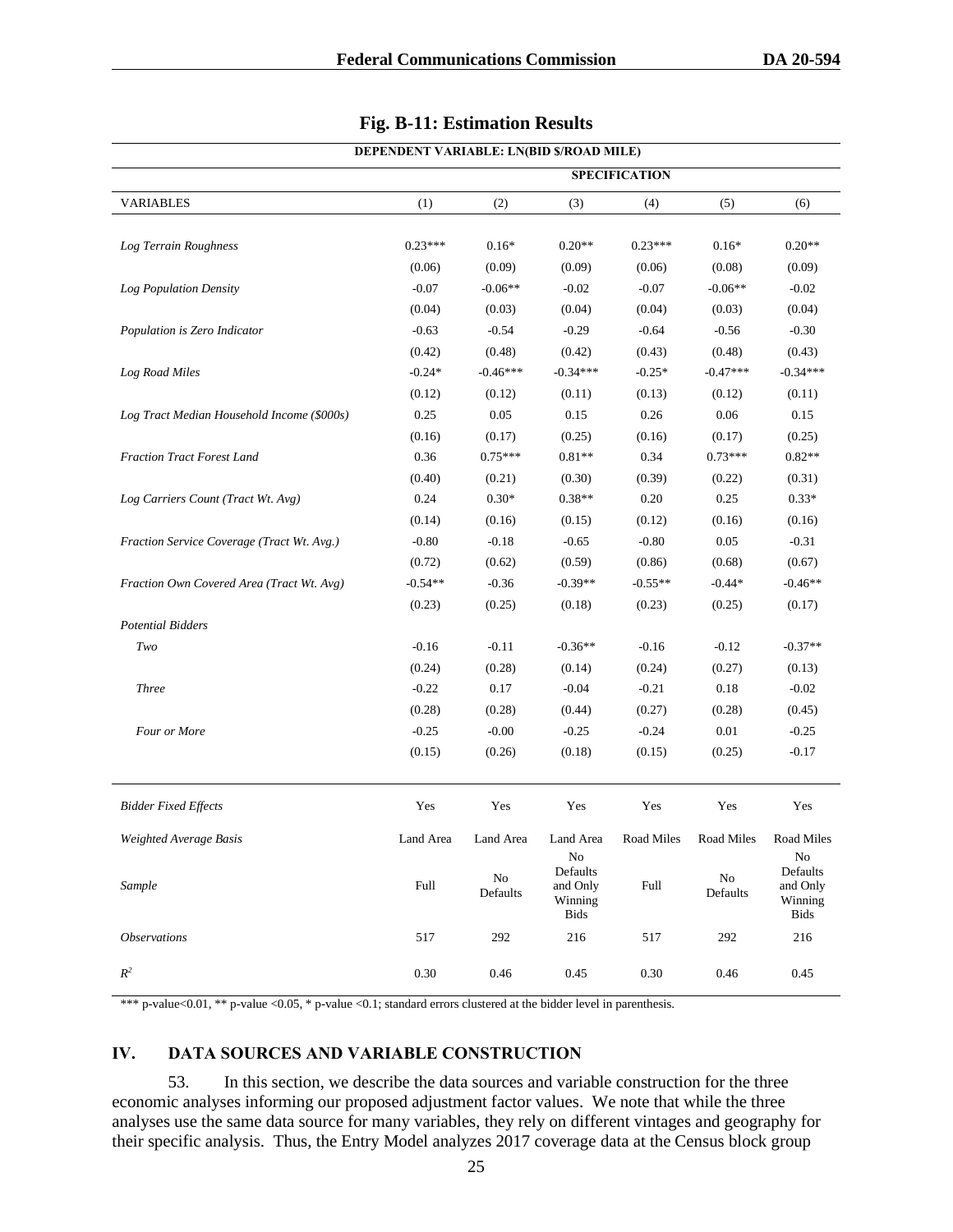**Fig. B-11: Estimation Results**

| DEPENDENT VARIABLE: LN(BID $/ROAD MILE) | | | | | | |
|---|---|---|---|---|---|---|
| | SPECIFICATION | | | | | |
| VARIABLES | (1) | (2) | (3) | (4) | (5) | (6) |
| *Log Terrain Roughness* | 0.23*** | 0.16* | 0.20** | 0.23*** | 0.16* | 0.20** |
| | (0.06) | (0.09) | (0.09) | (0.06) | (0.08) | (0.09) |
| *Log Population Density* | -0.07 | -0.06** | -0.02 | -0.07 | -0.06** | -0.02 |
| | (0.04) | (0.03) | (0.04) | (0.04) | (0.03) | (0.04) |
| *Population is Zero Indicator* | -0.63 | -0.54 | -0.29 | -0.64 | -0.56 | -0.30 |
| | (0.42) | (0.48) | (0.42) | (0.43) | (0.48) | (0.43) |
| *Log Road Miles* | -0.24* | -0.46*** | -0.34*** | -0.25* | -0.47*** | -0.34*** |
| | (0.12) | (0.12) | (0.11) | (0.13) | (0.12) | (0.11) |
| *Log Tract Median Household Income ($000s)* | 0.25 | 0.05 | 0.15 | 0.26 | 0.06 | 0.15 |
| | (0.16) | (0.17) | (0.25) | (0.16) | (0.17) | (0.25) |
| *Fraction Tract Forest Land* | 0.36 | 0.75*** | 0.81** | 0.34 | 0.73*** | 0.82** |
| | (0.40) | (0.21) | (0.30) | (0.39) | (0.22) | (0.31) |
| *Log Carriers Count (Tract Wt. Avg)* | 0.24 | 0.30* | 0.38** | 0.20 | 0.25 | 0.33* |
| | (0.14) | (0.16) | (0.15) | (0.12) | (0.16) | (0.16) |
| *Fraction Service Coverage (Tract Wt. Avg.)* | -0.80 | -0.18 | -0.65 | -0.80 | 0.05 | -0.31 |
| | (0.72) | (0.62) | (0.59) | (0.86) | (0.68) | (0.67) |
| *Fraction Own Covered Area (Tract Wt. Avg)* | -0.54** | -0.36 | -0.39** | -0.55** | -0.44* | -0.46** |
| | (0.23) | (0.25) | (0.18) | (0.23) | (0.25) | (0.17) |
| *Potential Bidders* | | | | | | |
| *Two* | -0.16 | -0.11 | -0.36** | -0.16 | -0.12 | -0.37** |
| | (0.24) | (0.28) | (0.14) | (0.24) | (0.27) | (0.13) |
| *Three* | -0.22 | 0.17 | -0.04 | -0.21 | 0.18 | -0.02 |
| | (0.28) | (0.28) | (0.44) | (0.27) | (0.28) | (0.45) |
| *Four or More* | -0.25 | -0.00 | -0.25 | -0.24 | 0.01 | -0.25 |
| | (0.15) | (0.26) | (0.18) | (0.15) | (0.25) | -0.17 |
| *Bidder Fixed Effects* | Yes | Yes | Yes | Yes | Yes | Yes |
| *Weighted Average Basis* | Land Area | Land Area | Land Area | Road Miles | Road Miles | Road Miles |
| *Sample* | Full | No Defaults | No Defaults and Only Winning Bids | Full | No Defaults | No Defaults and Only Winning Bids |
| *Observations* | 517 | 292 | 216 | 517 | 292 | 216 |
| $R^2$ | 0.30 | 0.46 | 0.45 | 0.30 | 0.46 | 0.45 |

*** p-value<0.01, ** p-value <0.05, * p-value <0.1; standard errors clustered at the bidder level in parenthesis.

## IV. DATA SOURCES AND VARIABLE CONSTRUCTION

53. In this section, we describe the data sources and variable construction for the three economic analyses informing our proposed adjustment factor values. We note that while the three analyses use the same data source for many variables, they rely on different vintages and geography for their specific analysis. Thus, the Entry Model analyzes 2017 coverage data at the Census block group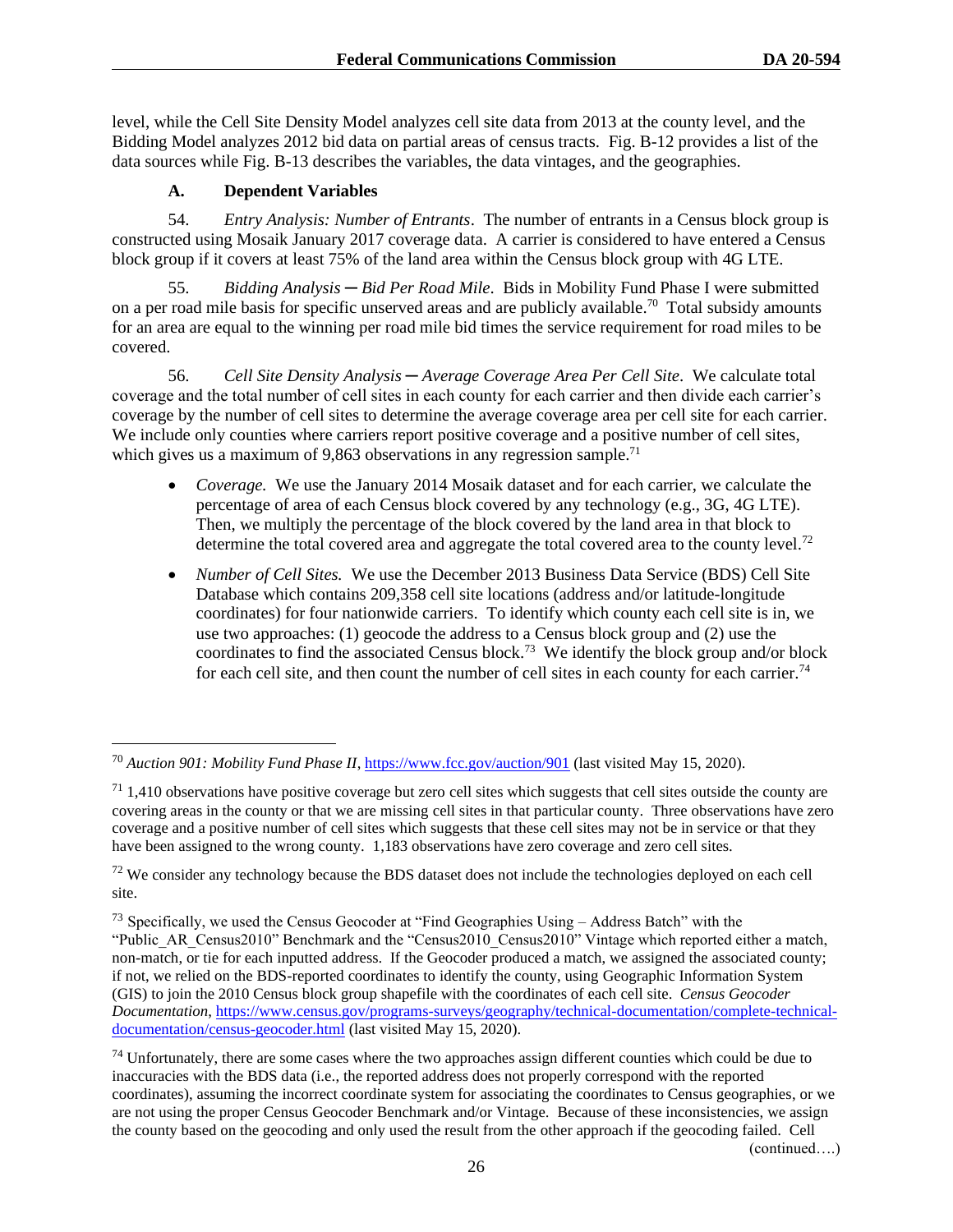level, while the Cell Site Density Model analyzes cell site data from 2013 at the county level, and the Bidding Model analyzes 2012 bid data on partial areas of census tracts. Fig. B-12 provides a list of the data sources while Fig. B-13 describes the variables, the data vintages, and the geographies.

### A. Dependent Variables

54. *Entry Analysis: Number of Entrants*. The number of entrants in a Census block group is constructed using Mosaik January 2017 coverage data. A carrier is considered to have entered a Census block group if it covers at least 75% of the land area within the Census block group with 4G LTE.

55. *Bidding Analysis ─ Bid Per Road Mile*. Bids in Mobility Fund Phase I were submitted on a per road mile basis for specific unserved areas and are publicly available.[70] Total subsidy amounts for an area are equal to the winning per road mile bid times the service requirement for road miles to be covered.

56. *Cell Site Density Analysis ─ Average Coverage Area Per Cell Site*. We calculate total coverage and the total number of cell sites in each county for each carrier and then divide each carrier's coverage by the number of cell sites to determine the average coverage area per cell site for each carrier. We include only counties where carriers report positive coverage and a positive number of cell sites, which gives us a maximum of 9,863 observations in any regression sample.[71]

- *Coverage.* We use the January 2014 Mosaik dataset and for each carrier, we calculate the percentage of area of each Census block covered by any technology (e.g., 3G, 4G LTE). Then, we multiply the percentage of the block covered by the land area in that block to determine the total covered area and aggregate the total covered area to the county level.[72]
- *Number of Cell Sites.* We use the December 2013 Business Data Service (BDS) Cell Site Database which contains 209,358 cell site locations (address and/or latitude-longitude coordinates) for four nationwide carriers. To identify which county each cell site is in, we use two approaches: (1) geocode the address to a Census block group and (2) use the coordinates to find the associated Census block.[73] We identify the block group and/or block for each cell site, and then count the number of cell sites in each county for each carrier.[74]

---

[70] *Auction 901: Mobility Fund Phase II*, https://www.fcc.gov/auction/901 (last visited May 15, 2020).

[71] 1,410 observations have positive coverage but zero cell sites which suggests that cell sites outside the county are covering areas in the county or that we are missing cell sites in that particular county. Three observations have zero coverage and a positive number of cell sites which suggests that these cell sites may not be in service or that they have been assigned to the wrong county. 1,183 observations have zero coverage and zero cell sites.

[72] We consider any technology because the BDS dataset does not include the technologies deployed on each cell site.

[73] Specifically, we used the Census Geocoder at "Find Geographies Using – Address Batch" with the "Public_AR_Census2010" Benchmark and the "Census2010_Census2010" Vintage which reported either a match, non-match, or tie for each inputted address. If the Geocoder produced a match, we assigned the associated county; if not, we relied on the BDS-reported coordinates to identify the county, using Geographic Information System (GIS) to join the 2010 Census block group shapefile with the coordinates of each cell site. *Census Geocoder Documentation*, https://www.census.gov/programs-surveys/geography/technical-documentation/complete-technical-documentation/census-geocoder.html (last visited May 15, 2020).

[74] Unfortunately, there are some cases where the two approaches assign different counties which could be due to inaccuracies with the BDS data (i.e., the reported address does not properly correspond with the reported coordinates), assuming the incorrect coordinate system for associating the coordinates to Census geographies, or we are not using the proper Census Geocoder Benchmark and/or Vintage. Because of these inconsistencies, we assign the county based on the geocoding and only used the result from the other approach if the geocoding failed. Cell

(continued….)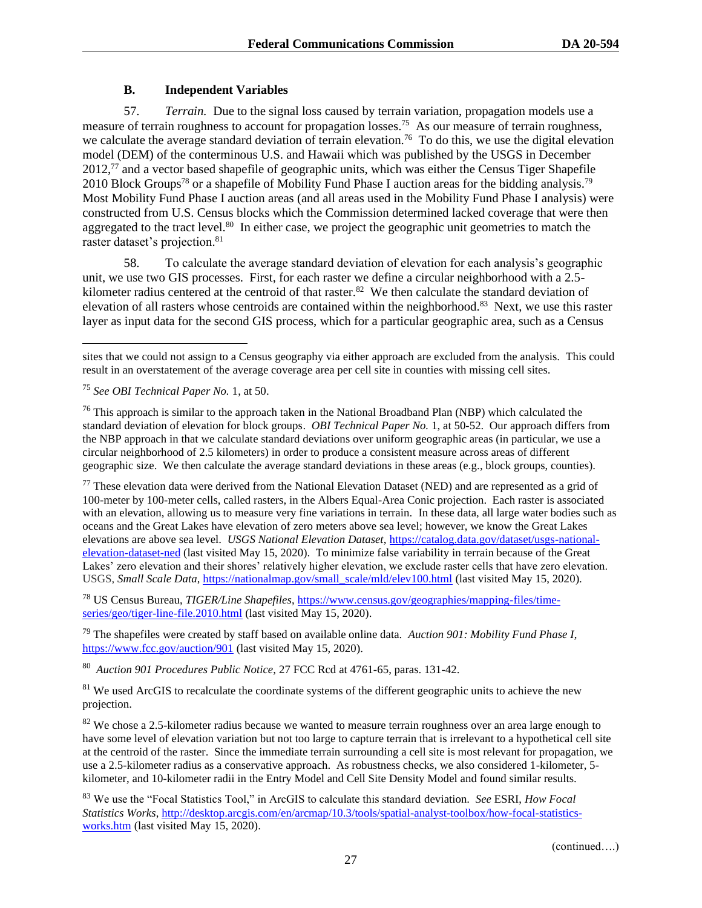### B. Independent Variables

57. *Terrain.* Due to the signal loss caused by terrain variation, propagation models use a measure of terrain roughness to account for propagation losses.[75] As our measure of terrain roughness, we calculate the average standard deviation of terrain elevation.[76] To do this, we use the digital elevation model (DEM) of the conterminous U.S. and Hawaii which was published by the USGS in December 2012,[77] and a vector based shapefile of geographic units, which was either the Census Tiger Shapefile 2010 Block Groups[78] or a shapefile of Mobility Fund Phase I auction areas for the bidding analysis.[79] Most Mobility Fund Phase I auction areas (and all areas used in the Mobility Fund Phase I analysis) were constructed from U.S. Census blocks which the Commission determined lacked coverage that were then aggregated to the tract level.[80] In either case, we project the geographic unit geometries to match the raster dataset's projection.[81]

58. To calculate the average standard deviation of elevation for each analysis's geographic unit, we use two GIS processes. First, for each raster we define a circular neighborhood with a 2.5-kilometer radius centered at the centroid of that raster.[82] We then calculate the standard deviation of elevation of all rasters whose centroids are contained within the neighborhood.[83] Next, we use this raster layer as input data for the second GIS process, which for a particular geographic area, such as a Census

---

sites that we could not assign to a Census geography via either approach are excluded from the analysis. This could result in an overstatement of the average coverage area per cell site in counties with missing cell sites.

[75] *See OBI Technical Paper No.* 1, at 50.

[76] This approach is similar to the approach taken in the National Broadband Plan (NBP) which calculated the standard deviation of elevation for block groups. *OBI Technical Paper No.* 1, at 50-52. Our approach differs from the NBP approach in that we calculate standard deviations over uniform geographic areas (in particular, we use a circular neighborhood of 2.5 kilometers) in order to produce a consistent measure across areas of different geographic size. We then calculate the average standard deviations in these areas (e.g., block groups, counties).

[77] These elevation data were derived from the National Elevation Dataset (NED) and are represented as a grid of 100-meter by 100-meter cells, called rasters, in the Albers Equal-Area Conic projection. Each raster is associated with an elevation, allowing us to measure very fine variations in terrain. In these data, all large water bodies such as oceans and the Great Lakes have elevation of zero meters above sea level; however, we know the Great Lakes elevations are above sea level. *USGS National Elevation Dataset*, https://catalog.data.gov/dataset/usgs-national-elevation-dataset-ned (last visited May 15, 2020). To minimize false variability in terrain because of the Great Lakes' zero elevation and their shores' relatively higher elevation, we exclude raster cells that have zero elevation. USGS, *Small Scale Data*, https://nationalmap.gov/small_scale/mld/elev100.html (last visited May 15, 2020).

[78] US Census Bureau, *TIGER/Line Shapefiles*, https://www.census.gov/geographies/mapping-files/time-series/geo/tiger-line-file.2010.html (last visited May 15, 2020).

[79] The shapefiles were created by staff based on available online data. *Auction 901: Mobility Fund Phase I*, https://www.fcc.gov/auction/901 (last visited May 15, 2020).

[80] *Auction 901 Procedures Public Notice*, 27 FCC Rcd at 4761-65, paras. 131-42.

[81] We used ArcGIS to recalculate the coordinate systems of the different geographic units to achieve the new projection.

[82] We chose a 2.5-kilometer radius because we wanted to measure terrain roughness over an area large enough to have some level of elevation variation but not too large to capture terrain that is irrelevant to a hypothetical cell site at the centroid of the raster. Since the immediate terrain surrounding a cell site is most relevant for propagation, we use a 2.5-kilometer radius as a conservative approach. As robustness checks, we also considered 1-kilometer, 5-kilometer, and 10-kilometer radii in the Entry Model and Cell Site Density Model and found similar results.

[83] We use the "Focal Statistics Tool," in ArcGIS to calculate this standard deviation. *See* ESRI, *How Focal Statistics Works*, http://desktop.arcgis.com/en/arcmap/10.3/tools/spatial-analyst-toolbox/how-focal-statistics-works.htm (last visited May 15, 2020).

(continued….)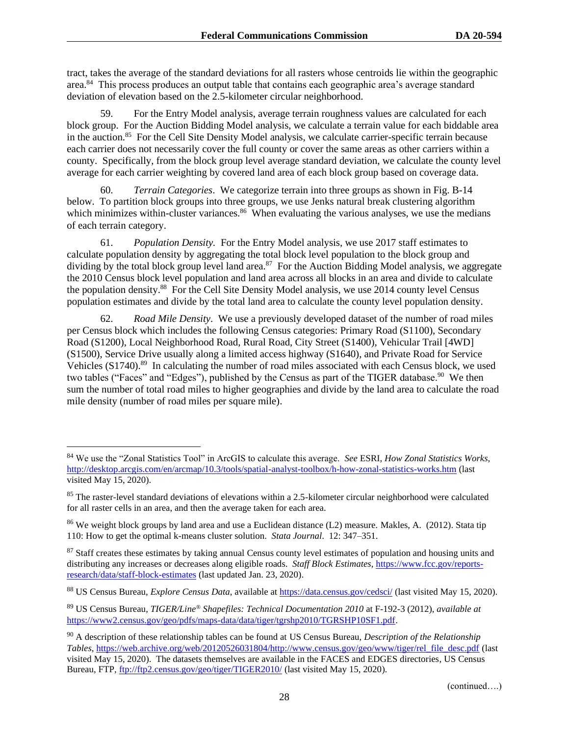tract, takes the average of the standard deviations for all rasters whose centroids lie within the geographic area.[84] This process produces an output table that contains each geographic area's average standard deviation of elevation based on the 2.5-kilometer circular neighborhood.

59. For the Entry Model analysis, average terrain roughness values are calculated for each block group. For the Auction Bidding Model analysis, we calculate a terrain value for each biddable area in the auction.[85] For the Cell Site Density Model analysis, we calculate carrier-specific terrain because each carrier does not necessarily cover the full county or cover the same areas as other carriers within a county. Specifically, from the block group level average standard deviation, we calculate the county level average for each carrier weighting by covered land area of each block group based on coverage data.

60. *Terrain Categories*. We categorize terrain into three groups as shown in Fig. B-14 below. To partition block groups into three groups, we use Jenks natural break clustering algorithm which minimizes within-cluster variances.[86] When evaluating the various analyses, we use the medians of each terrain category.

61. *Population Density.* For the Entry Model analysis, we use 2017 staff estimates to calculate population density by aggregating the total block level population to the block group and dividing by the total block group level land area.[87] For the Auction Bidding Model analysis, we aggregate the 2010 Census block level population and land area across all blocks in an area and divide to calculate the population density.[88] For the Cell Site Density Model analysis, we use 2014 county level Census population estimates and divide by the total land area to calculate the county level population density.

62. *Road Mile Density*. We use a previously developed dataset of the number of road miles per Census block which includes the following Census categories: Primary Road (S1100), Secondary Road (S1200), Local Neighborhood Road, Rural Road, City Street (S1400), Vehicular Trail [4WD] (S1500), Service Drive usually along a limited access highway (S1640), and Private Road for Service Vehicles (S1740).[89] In calculating the number of road miles associated with each Census block, we used two tables ("Faces" and "Edges"), published by the Census as part of the TIGER database.[90] We then sum the number of total road miles to higher geographies and divide by the land area to calculate the road mile density (number of road miles per square mile).

---

[84] We use the "Zonal Statistics Tool" in ArcGIS to calculate this average. *See* ESRI, *How Zonal Statistics Works*, http://desktop.arcgis.com/en/arcmap/10.3/tools/spatial-analyst-toolbox/h-how-zonal-statistics-works.htm (last visited May 15, 2020).

[85] The raster-level standard deviations of elevations within a 2.5-kilometer circular neighborhood were calculated for all raster cells in an area, and then the average taken for each area.

[86] We weight block groups by land area and use a Euclidean distance (L2) measure. Makles, A. (2012). Stata tip 110: How to get the optimal k-means cluster solution. *Stata Journal*. 12: 347–351.

[87] Staff creates these estimates by taking annual Census county level estimates of population and housing units and distributing any increases or decreases along eligible roads. *Staff Block Estimates*, https://www.fcc.gov/reports-research/data/staff-block-estimates (last updated Jan. 23, 2020).

[88] US Census Bureau, *Explore Census Data*, available at https://data.census.gov/cedsci/ (last visited May 15, 2020).

[89] US Census Bureau, *TIGER/Line® Shapefiles: Technical Documentation 2010* at F-192-3 (2012), *available at* https://www2.census.gov/geo/pdfs/maps-data/data/tiger/tgrshp2010/TGRSHP10SF1.pdf.

[90] A description of these relationship tables can be found at US Census Bureau, *Description of the Relationship Tables*, https://web.archive.org/web/20120526031804/http://www.census.gov/geo/www/tiger/rel_file_desc.pdf (last visited May 15, 2020). The datasets themselves are available in the FACES and EDGES directories, US Census Bureau, FTP, ftp://ftp2.census.gov/geo/tiger/TIGER2010/ (last visited May 15, 2020).

(continued….)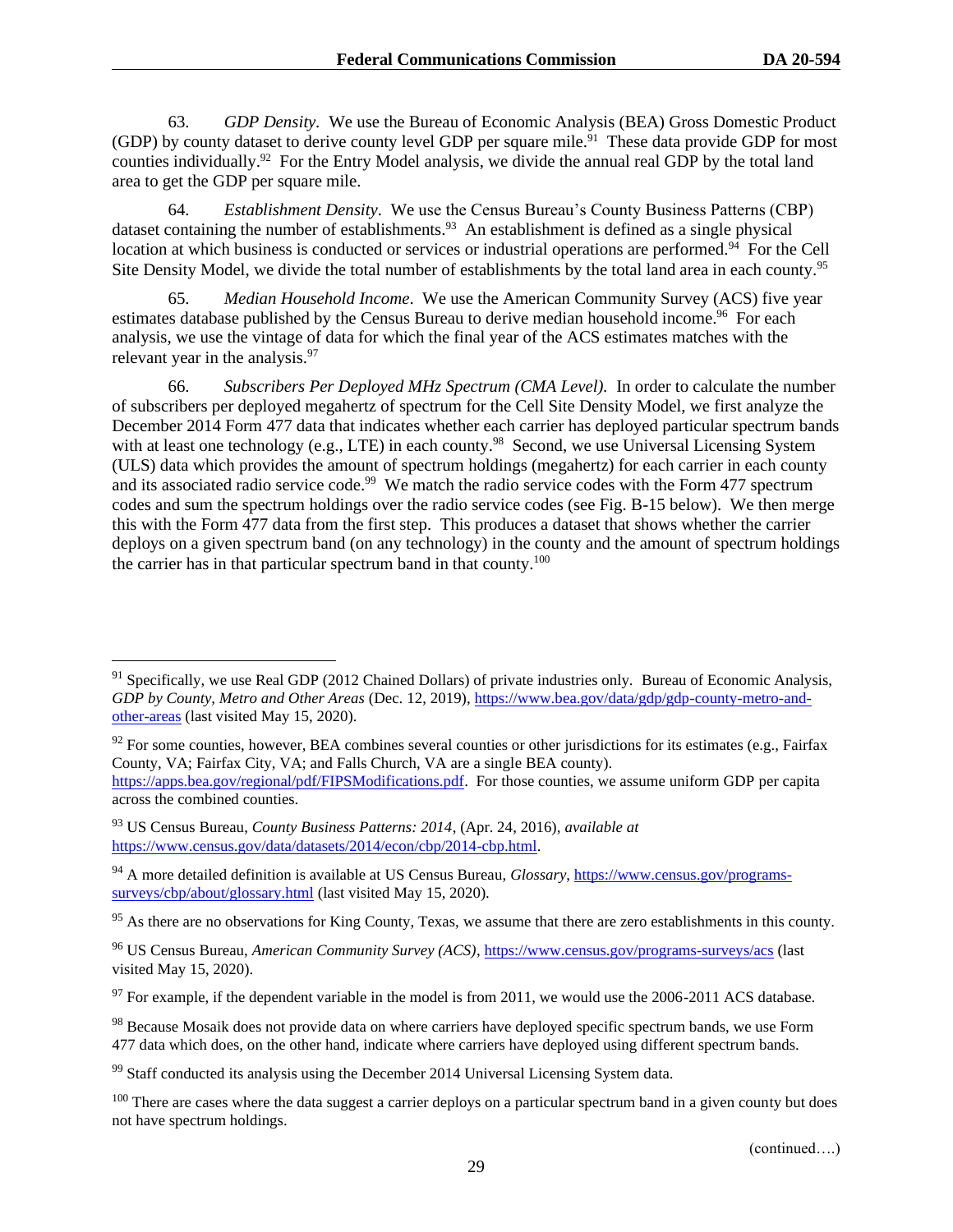63. *GDP Density*. We use the Bureau of Economic Analysis (BEA) Gross Domestic Product (GDP) by county dataset to derive county level GDP per square mile.[91] These data provide GDP for most counties individually.[92] For the Entry Model analysis, we divide the annual real GDP by the total land area to get the GDP per square mile.

64. *Establishment Density*. We use the Census Bureau's County Business Patterns (CBP) dataset containing the number of establishments.[93] An establishment is defined as a single physical location at which business is conducted or services or industrial operations are performed.[94] For the Cell Site Density Model, we divide the total number of establishments by the total land area in each county.[95]

65. *Median Household Income*. We use the American Community Survey (ACS) five year estimates database published by the Census Bureau to derive median household income.[96] For each analysis, we use the vintage of data for which the final year of the ACS estimates matches with the relevant year in the analysis.[97]

66. *Subscribers Per Deployed MHz Spectrum (CMA Level)*. In order to calculate the number of subscribers per deployed megahertz of spectrum for the Cell Site Density Model, we first analyze the December 2014 Form 477 data that indicates whether each carrier has deployed particular spectrum bands with at least one technology (e.g., LTE) in each county.[98] Second, we use Universal Licensing System (ULS) data which provides the amount of spectrum holdings (megahertz) for each carrier in each county and its associated radio service code.[99] We match the radio service codes with the Form 477 spectrum codes and sum the spectrum holdings over the radio service codes (see Fig. B-15 below). We then merge this with the Form 477 data from the first step. This produces a dataset that shows whether the carrier deploys on a given spectrum band (on any technology) in the county and the amount of spectrum holdings the carrier has in that particular spectrum band in that county.[100]

---

[91] Specifically, we use Real GDP (2012 Chained Dollars) of private industries only. Bureau of Economic Analysis, *GDP by County, Metro and Other Areas* (Dec. 12, 2019), https://www.bea.gov/data/gdp/gdp-county-metro-and-other-areas (last visited May 15, 2020).

[92] For some counties, however, BEA combines several counties or other jurisdictions for its estimates (e.g., Fairfax County, VA; Fairfax City, VA; and Falls Church, VA are a single BEA county). https://apps.bea.gov/regional/pdf/FIPSModifications.pdf. For those counties, we assume uniform GDP per capita across the combined counties.

[93] US Census Bureau, *County Business Patterns: 2014*, (Apr. 24, 2016), *available at* https://www.census.gov/data/datasets/2014/econ/cbp/2014-cbp.html.

[94] A more detailed definition is available at US Census Bureau, *Glossary*, https://www.census.gov/programs-surveys/cbp/about/glossary.html (last visited May 15, 2020).

[95] As there are no observations for King County, Texas, we assume that there are zero establishments in this county.

[96] US Census Bureau, *American Community Survey (ACS)*, https://www.census.gov/programs-surveys/acs (last visited May 15, 2020).

[97] For example, if the dependent variable in the model is from 2011, we would use the 2006-2011 ACS database.

[98] Because Mosaik does not provide data on where carriers have deployed specific spectrum bands, we use Form 477 data which does, on the other hand, indicate where carriers have deployed using different spectrum bands.

[99] Staff conducted its analysis using the December 2014 Universal Licensing System data.

[100] There are cases where the data suggest a carrier deploys on a particular spectrum band in a given county but does not have spectrum holdings.

(continued….)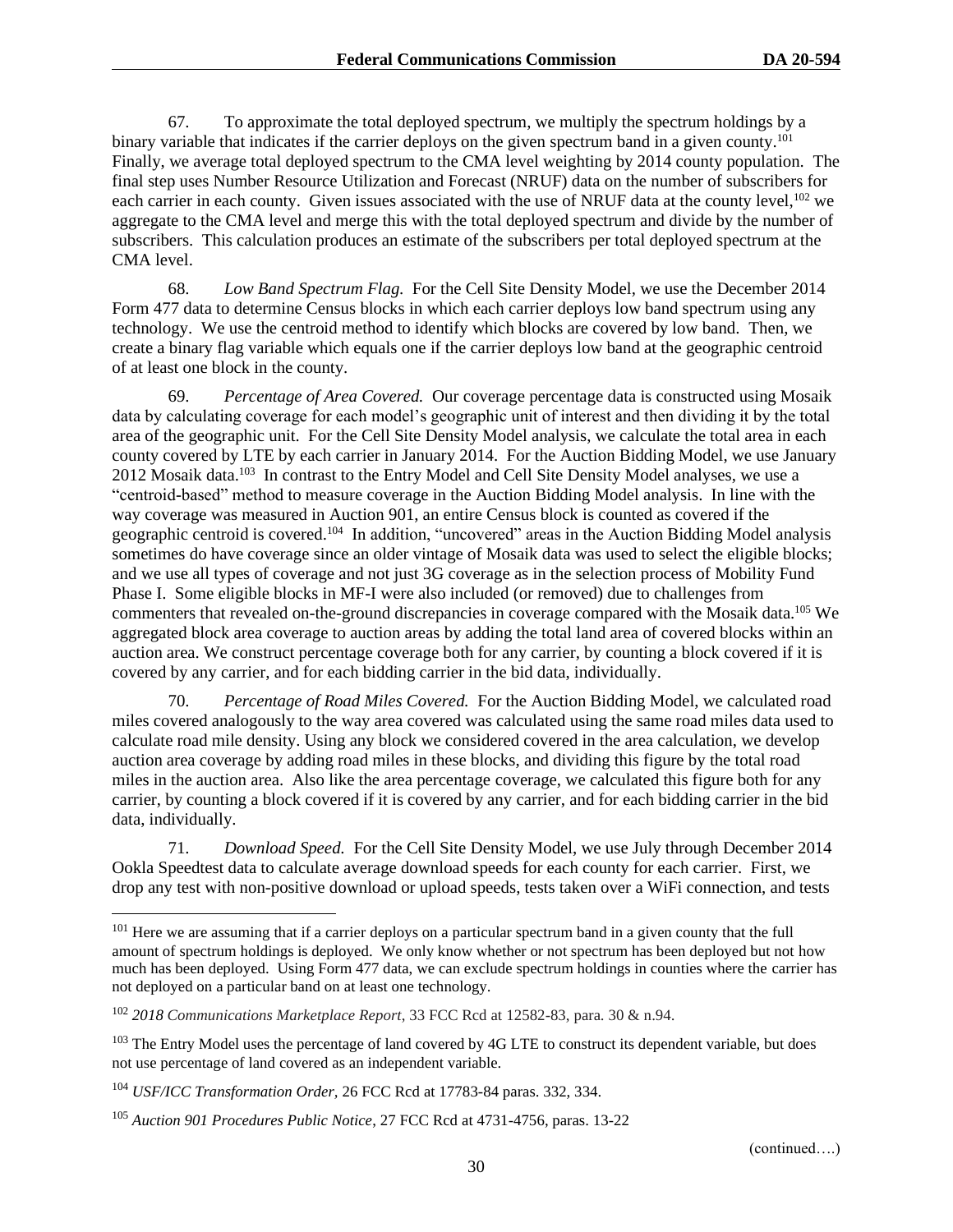67. To approximate the total deployed spectrum, we multiply the spectrum holdings by a binary variable that indicates if the carrier deploys on the given spectrum band in a given county.[101] Finally, we average total deployed spectrum to the CMA level weighting by 2014 county population. The final step uses Number Resource Utilization and Forecast (NRUF) data on the number of subscribers for each carrier in each county. Given issues associated with the use of NRUF data at the county level,[102] we aggregate to the CMA level and merge this with the total deployed spectrum and divide by the number of subscribers. This calculation produces an estimate of the subscribers per total deployed spectrum at the CMA level.

68. *Low Band Spectrum Flag.* For the Cell Site Density Model, we use the December 2014 Form 477 data to determine Census blocks in which each carrier deploys low band spectrum using any technology. We use the centroid method to identify which blocks are covered by low band. Then, we create a binary flag variable which equals one if the carrier deploys low band at the geographic centroid of at least one block in the county.

69. *Percentage of Area Covered.* Our coverage percentage data is constructed using Mosaik data by calculating coverage for each model's geographic unit of interest and then dividing it by the total area of the geographic unit. For the Cell Site Density Model analysis, we calculate the total area in each county covered by LTE by each carrier in January 2014. For the Auction Bidding Model, we use January 2012 Mosaik data.[103] In contrast to the Entry Model and Cell Site Density Model analyses, we use a "centroid-based" method to measure coverage in the Auction Bidding Model analysis. In line with the way coverage was measured in Auction 901, an entire Census block is counted as covered if the geographic centroid is covered.[104] In addition, "uncovered" areas in the Auction Bidding Model analysis sometimes do have coverage since an older vintage of Mosaik data was used to select the eligible blocks; and we use all types of coverage and not just 3G coverage as in the selection process of Mobility Fund Phase I. Some eligible blocks in MF-I were also included (or removed) due to challenges from commenters that revealed on-the-ground discrepancies in coverage compared with the Mosaik data.[105] We aggregated block area coverage to auction areas by adding the total land area of covered blocks within an auction area. We construct percentage coverage both for any carrier, by counting a block covered if it is covered by any carrier, and for each bidding carrier in the bid data, individually.

70. *Percentage of Road Miles Covered.* For the Auction Bidding Model, we calculated road miles covered analogously to the way area covered was calculated using the same road miles data used to calculate road mile density. Using any block we considered covered in the area calculation, we develop auction area coverage by adding road miles in these blocks, and dividing this figure by the total road miles in the auction area. Also like the area percentage coverage, we calculated this figure both for any carrier, by counting a block covered if it is covered by any carrier, and for each bidding carrier in the bid data, individually.

71. *Download Speed.* For the Cell Site Density Model, we use July through December 2014 Ookla Speedtest data to calculate average download speeds for each county for each carrier. First, we drop any test with non-positive download or upload speeds, tests taken over a WiFi connection, and tests

---

[101] Here we are assuming that if a carrier deploys on a particular spectrum band in a given county that the full amount of spectrum holdings is deployed. We only know whether or not spectrum has been deployed but not how much has been deployed. Using Form 477 data, we can exclude spectrum holdings in counties where the carrier has not deployed on a particular band on at least one technology.

[102] *2018 Communications Marketplace Report*, 33 FCC Rcd at 12582-83, para. 30 & n.94.

[103] The Entry Model uses the percentage of land covered by 4G LTE to construct its dependent variable, but does not use percentage of land covered as an independent variable.

[104] *USF/ICC Transformation Order*, 26 FCC Rcd at 17783-84 paras. 332, 334.

[105] *Auction 901 Procedures Public Notice*, 27 FCC Rcd at 4731-4756, paras. 13-22

(continued….)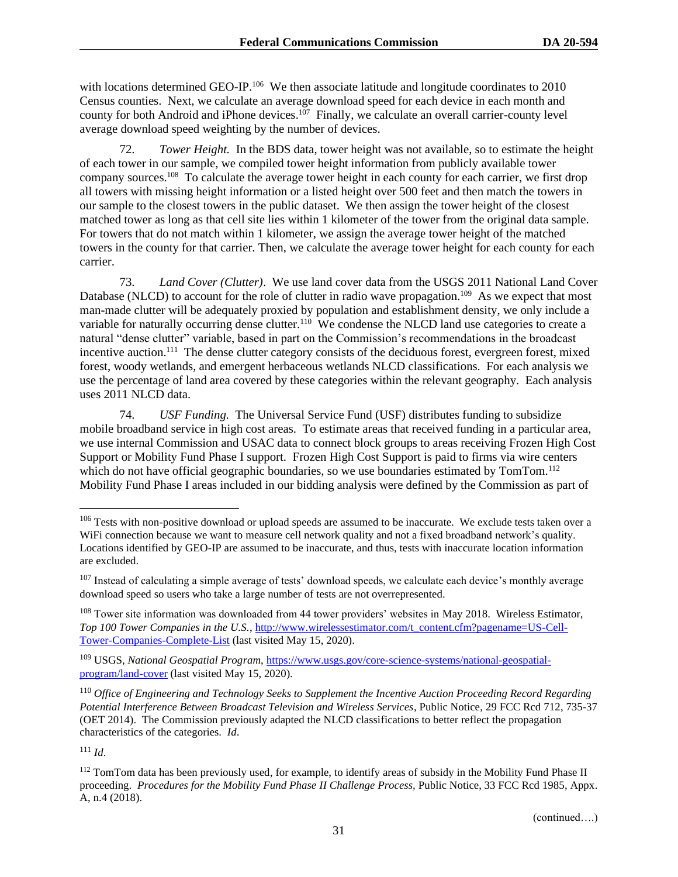with locations determined GEO-IP.[106] We then associate latitude and longitude coordinates to 2010 Census counties. Next, we calculate an average download speed for each device in each month and county for both Android and iPhone devices.[107] Finally, we calculate an overall carrier-county level average download speed weighting by the number of devices.

72. *Tower Height.* In the BDS data, tower height was not available, so to estimate the height of each tower in our sample, we compiled tower height information from publicly available tower company sources.[108] To calculate the average tower height in each county for each carrier, we first drop all towers with missing height information or a listed height over 500 feet and then match the towers in our sample to the closest towers in the public dataset. We then assign the tower height of the closest matched tower as long as that cell site lies within 1 kilometer of the tower from the original data sample. For towers that do not match within 1 kilometer, we assign the average tower height of the matched towers in the county for that carrier. Then, we calculate the average tower height for each county for each carrier.

73. *Land Cover (Clutter)*. We use land cover data from the USGS 2011 National Land Cover Database (NLCD) to account for the role of clutter in radio wave propagation.[109] As we expect that most man-made clutter will be adequately proxied by population and establishment density, we only include a variable for naturally occurring dense clutter.[110] We condense the NLCD land use categories to create a natural "dense clutter" variable, based in part on the Commission's recommendations in the broadcast incentive auction.[111] The dense clutter category consists of the deciduous forest, evergreen forest, mixed forest, woody wetlands, and emergent herbaceous wetlands NLCD classifications. For each analysis we use the percentage of land area covered by these categories within the relevant geography. Each analysis uses 2011 NLCD data.

74. *USF Funding.* The Universal Service Fund (USF) distributes funding to subsidize mobile broadband service in high cost areas. To estimate areas that received funding in a particular area, we use internal Commission and USAC data to connect block groups to areas receiving Frozen High Cost Support or Mobility Fund Phase I support. Frozen High Cost Support is paid to firms via wire centers which do not have official geographic boundaries, so we use boundaries estimated by TomTom.[112] Mobility Fund Phase I areas included in our bidding analysis were defined by the Commission as part of

---

[106] Tests with non-positive download or upload speeds are assumed to be inaccurate. We exclude tests taken over a WiFi connection because we want to measure cell network quality and not a fixed broadband network's quality. Locations identified by GEO-IP are assumed to be inaccurate, and thus, tests with inaccurate location information are excluded.

[107] Instead of calculating a simple average of tests' download speeds, we calculate each device's monthly average download speed so users who take a large number of tests are not overrepresented.

[108] Tower site information was downloaded from 44 tower providers' websites in May 2018. Wireless Estimator, *Top 100 Tower Companies in the U.S.*, http://www.wirelessestimator.com/t_content.cfm?pagename=US-Cell-Tower-Companies-Complete-List (last visited May 15, 2020).

[109] USGS, *National Geospatial Program*, https://www.usgs.gov/core-science-systems/national-geospatial-program/land-cover (last visited May 15, 2020).

[110] *Office of Engineering and Technology Seeks to Supplement the Incentive Auction Proceeding Record Regarding Potential Interference Between Broadcast Television and Wireless Services*, Public Notice, 29 FCC Rcd 712, 735-37 (OET 2014). The Commission previously adapted the NLCD classifications to better reflect the propagation characteristics of the categories. *Id*.

[111] *Id*.

[112] TomTom data has been previously used, for example, to identify areas of subsidy in the Mobility Fund Phase II proceeding. *Procedures for the Mobility Fund Phase II Challenge Process,* Public Notice, 33 FCC Rcd 1985, Appx. A, n.4 (2018).

(continued….)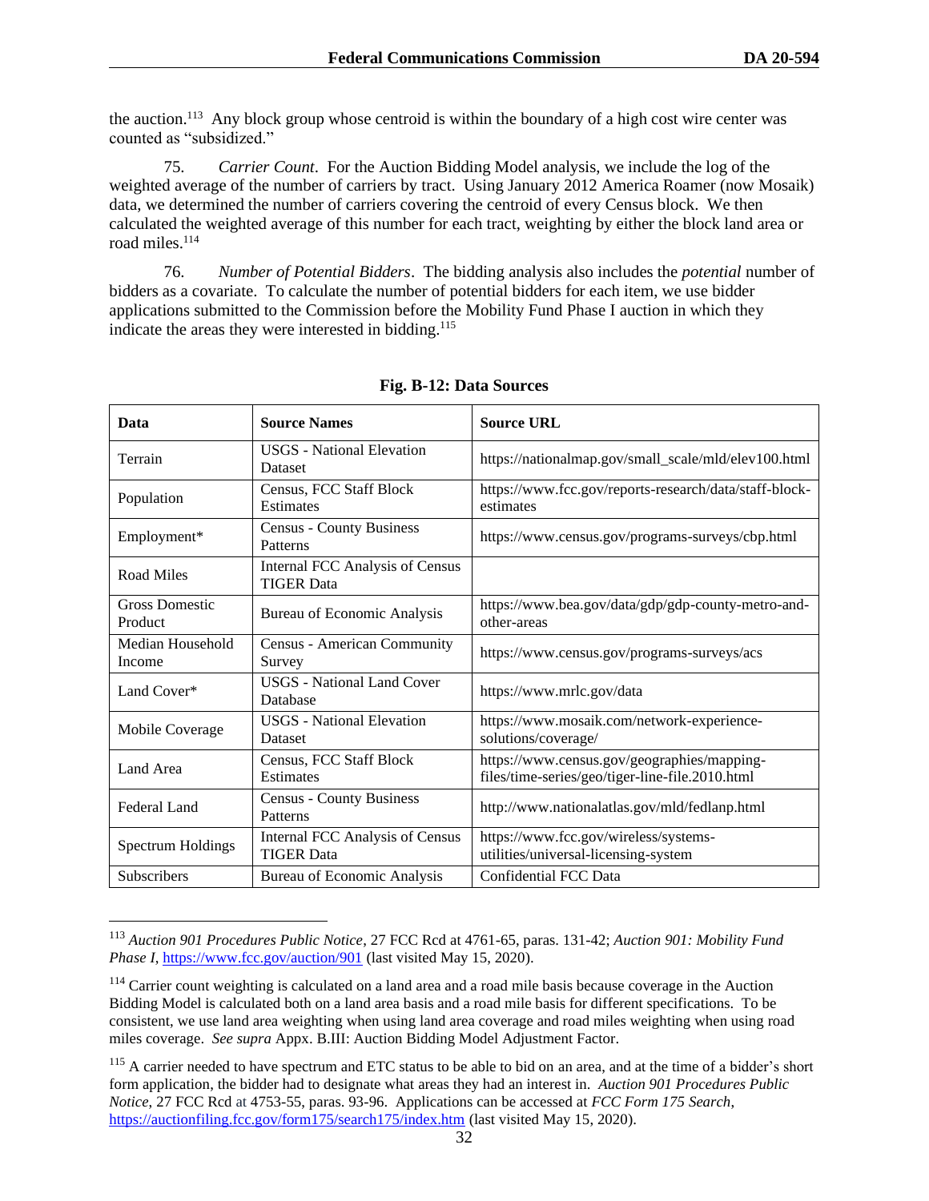the auction.[113] Any block group whose centroid is within the boundary of a high cost wire center was counted as "subsidized."

75. *Carrier Count*. For the Auction Bidding Model analysis, we include the log of the weighted average of the number of carriers by tract. Using January 2012 America Roamer (now Mosaik) data, we determined the number of carriers covering the centroid of every Census block. We then calculated the weighted average of this number for each tract, weighting by either the block land area or road miles.[114]

76. *Number of Potential Bidders*. The bidding analysis also includes the *potential* number of bidders as a covariate. To calculate the number of potential bidders for each item, we use bidder applications submitted to the Commission before the Mobility Fund Phase I auction in which they indicate the areas they were interested in bidding.[115]

**Fig. B-12: Data Sources**

| Data | Source Names | Source URL |
|---|---|---|
| Terrain | USGS - National Elevation Dataset | https://nationalmap.gov/small_scale/mld/elev100.html |
| Population | Census, FCC Staff Block Estimates | https://www.fcc.gov/reports-research/data/staff-block-estimates |
| Employment* | Census - County Business Patterns | https://www.census.gov/programs-surveys/cbp.html |
| Road Miles | Internal FCC Analysis of Census TIGER Data | |
| Gross Domestic Product | Bureau of Economic Analysis | https://www.bea.gov/data/gdp/gdp-county-metro-and-other-areas |
| Median Household Income | Census - American Community Survey | https://www.census.gov/programs-surveys/acs |
| Land Cover* | USGS - National Land Cover Database | https://www.mrlc.gov/data |
| Mobile Coverage | USGS - National Elevation Dataset | https://www.mosaik.com/network-experience-solutions/coverage/ |
| Land Area | Census, FCC Staff Block Estimates | https://www.census.gov/geographies/mapping-files/time-series/geo/tiger-line-file.2010.html |
| Federal Land | Census - County Business Patterns | http://www.nationalatlas.gov/mld/fedlanp.html |
| Spectrum Holdings | Internal FCC Analysis of Census TIGER Data | https://www.fcc.gov/wireless/systems-utilities/universal-licensing-system |
| Subscribers | Bureau of Economic Analysis | Confidential FCC Data |

---

[113] *Auction 901 Procedures Public Notice*, 27 FCC Rcd at 4761-65, paras. 131-42; *Auction 901: Mobility Fund Phase I*, https://www.fcc.gov/auction/901 (last visited May 15, 2020).

[114] Carrier count weighting is calculated on a land area and a road mile basis because coverage in the Auction Bidding Model is calculated both on a land area basis and a road mile basis for different specifications. To be consistent, we use land area weighting when using land area coverage and road miles weighting when using road miles coverage. *See supra* Appx. B.III: Auction Bidding Model Adjustment Factor.

[115] A carrier needed to have spectrum and ETC status to be able to bid on an area, and at the time of a bidder's short form application, the bidder had to designate what areas they had an interest in. *Auction 901 Procedures Public Notice*, 27 FCC Rcd at 4753-55, paras. 93-96. Applications can be accessed at *FCC Form 175 Search*, https://auctionfiling.fcc.gov/form175/search175/index.htm (last visited May 15, 2020).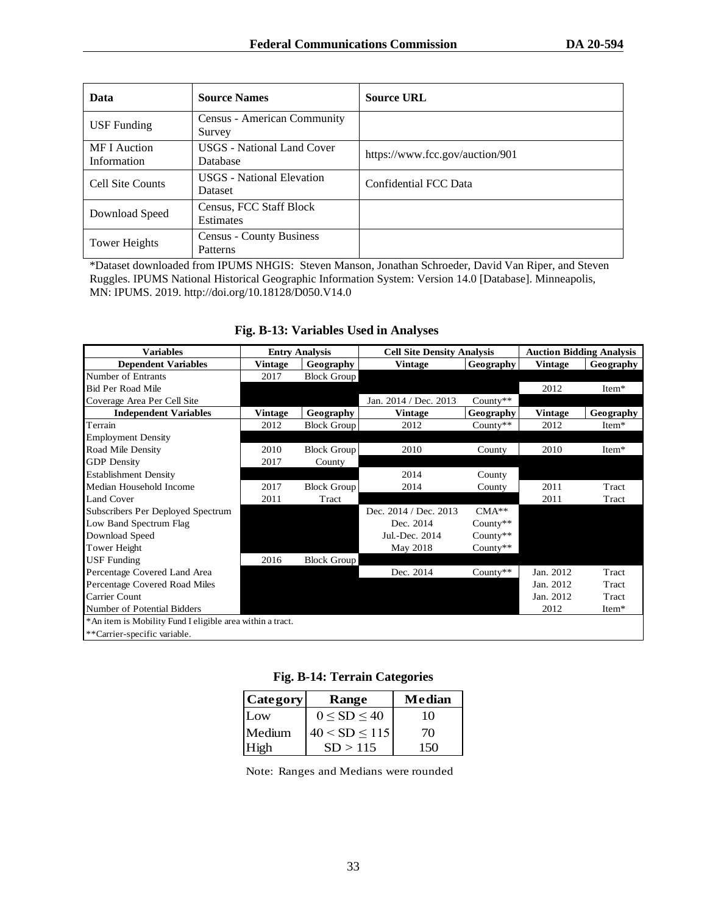| Data | Source Names | Source URL |
|---|---|---|
| USF Funding | Census - American Community Survey | |
| MF I Auction Information | USGS - National Land Cover Database | https://www.fcc.gov/auction/901 |
| Cell Site Counts | USGS - National Elevation Dataset | Confidential FCC Data |
| Download Speed | Census, FCC Staff Block Estimates | |
| Tower Heights | Census - County Business Patterns | |

*Dataset downloaded from IPUMS NHGIS: Steven Manson, Jonathan Schroeder, David Van Riper, and Steven Ruggles. IPUMS National Historical Geographic Information System: Version 14.0 [Database]. Minneapolis, MN: IPUMS. 2019. http://doi.org/10.18128/D050.V14.0

**Fig. B-13: Variables Used in Analyses**

| Variables | Entry Analysis | | Cell Site Density Analysis | | Auction Bidding Analysis | |
|---|---|---|---|---|---|---|
| **Dependent Variables** | **Vintage** | **Geography** | **Vintage** | **Geography** | **Vintage** | **Geography** |
| Number of Entrants | 2017 | Block Group | | | | |
| Bid Per Road Mile | | | | | 2012 | Item* |
| Coverage Area Per Cell Site | | | Jan. 2014 / Dec. 2013 | County** | | |
| **Independent Variables** | **Vintage** | **Geography** | **Vintage** | **Geography** | **Vintage** | **Geography** |
| Terrain | 2012 | Block Group | 2012 | County** | 2012 | Item* |
| Employment Density | | | | | | |
| Road Mile Density | 2010 | Block Group | 2010 | County | 2010 | Item* |
| GDP Density | 2017 | County | | | | |
| Establishment Density | | | 2014 | County | | |
| Median Household Income | 2017 | Block Group | 2014 | County | 2011 | Tract |
| Land Cover | 2011 | Tract | | | 2011 | Tract |
| Subscribers Per Deployed Spectrum | | | Dec. 2014 / Dec. 2013 | CMA** | | |
| Low Band Spectrum Flag | | | Dec. 2014 | County** | | |
| Download Speed | | | Jul.-Dec. 2014 | County** | | |
| Tower Height | | | May 2018 | County** | | |
| USF Funding | 2016 | Block Group | | | | |
| Percentage Covered Land Area | | | Dec. 2014 | County** | Jan. 2012 | Tract |
| Percentage Covered Road Miles | | | | | Jan. 2012 | Tract |
| Carrier Count | | | | | Jan. 2012 | Tract |
| Number of Potential Bidders | | | | | 2012 | Item* |

*An item is Mobility Fund I eligible area within a tract.

**Carrier-specific variable.

**Fig. B-14: Terrain Categories**

| Category | Range | Median |
|---|---|---|
| Low | $0 \leq SD \leq 40$ | 10 |
| Medium | $40 < SD \leq 115$ | 70 |
| High | $SD > 115$ | 150 |

Note: Ranges and Medians were rounded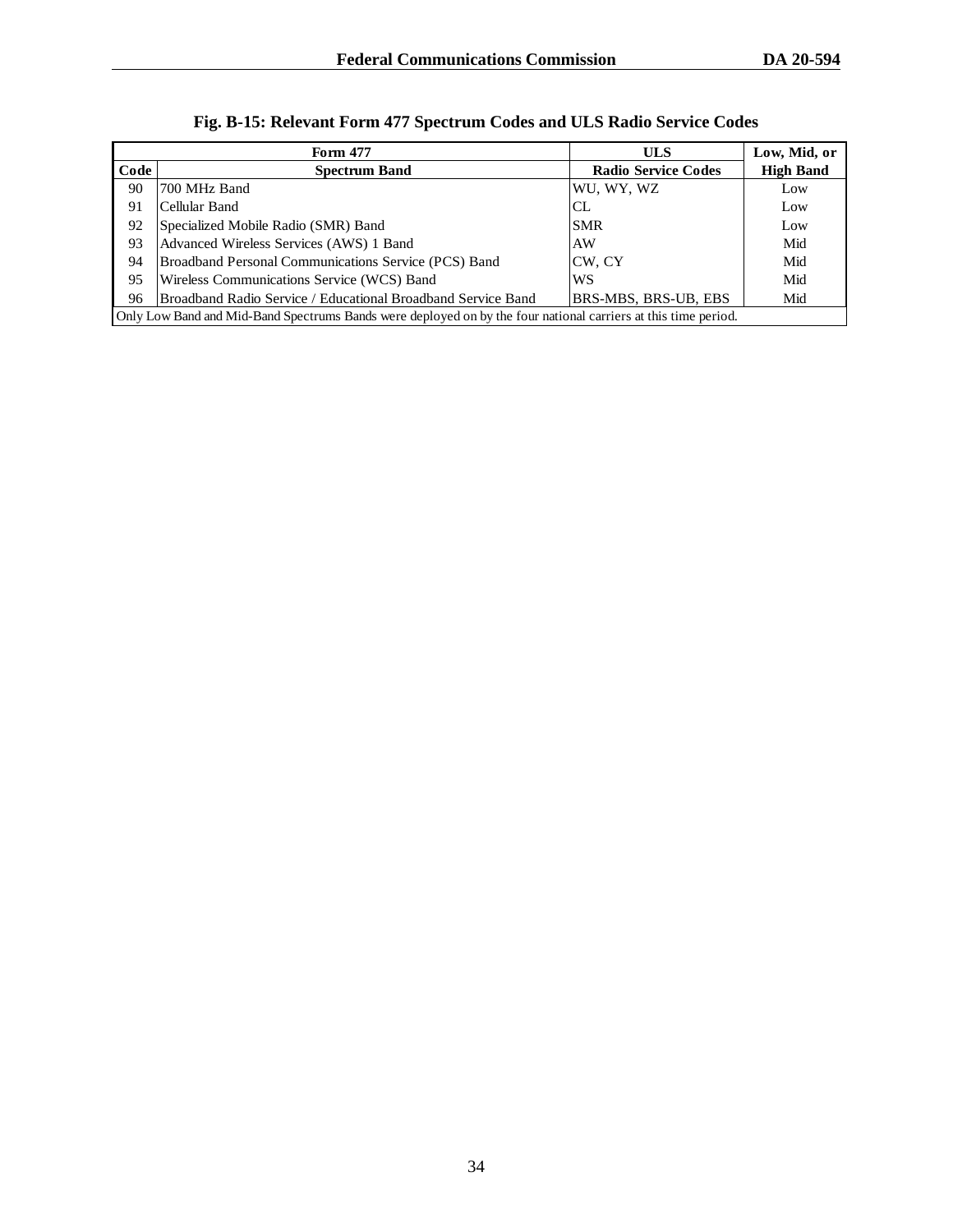**Fig. B-15: Relevant Form 477 Spectrum Codes and ULS Radio Service Codes**

| Form 477 | | ULS | Low, Mid, or |
|---|---|---|---|
| **Code** | **Spectrum Band** | **Radio Service Codes** | **High Band** |
| 90 | 700 MHz Band | WU, WY, WZ | Low |
| 91 | Cellular Band | CL | Low |
| 92 | Specialized Mobile Radio (SMR) Band | SMR | Low |
| 93 | Advanced Wireless Services (AWS) 1 Band | AW | Mid |
| 94 | Broadband Personal Communications Service (PCS) Band | CW, CY | Mid |
| 95 | Wireless Communications Service (WCS) Band | WS | Mid |
| 96 | Broadband Radio Service / Educational Broadband Service Band | BRS-MBS, BRS-UB, EBS | Mid |

Only Low Band and Mid-Band Spectrums Bands were deployed on by the four national carriers at this time period.